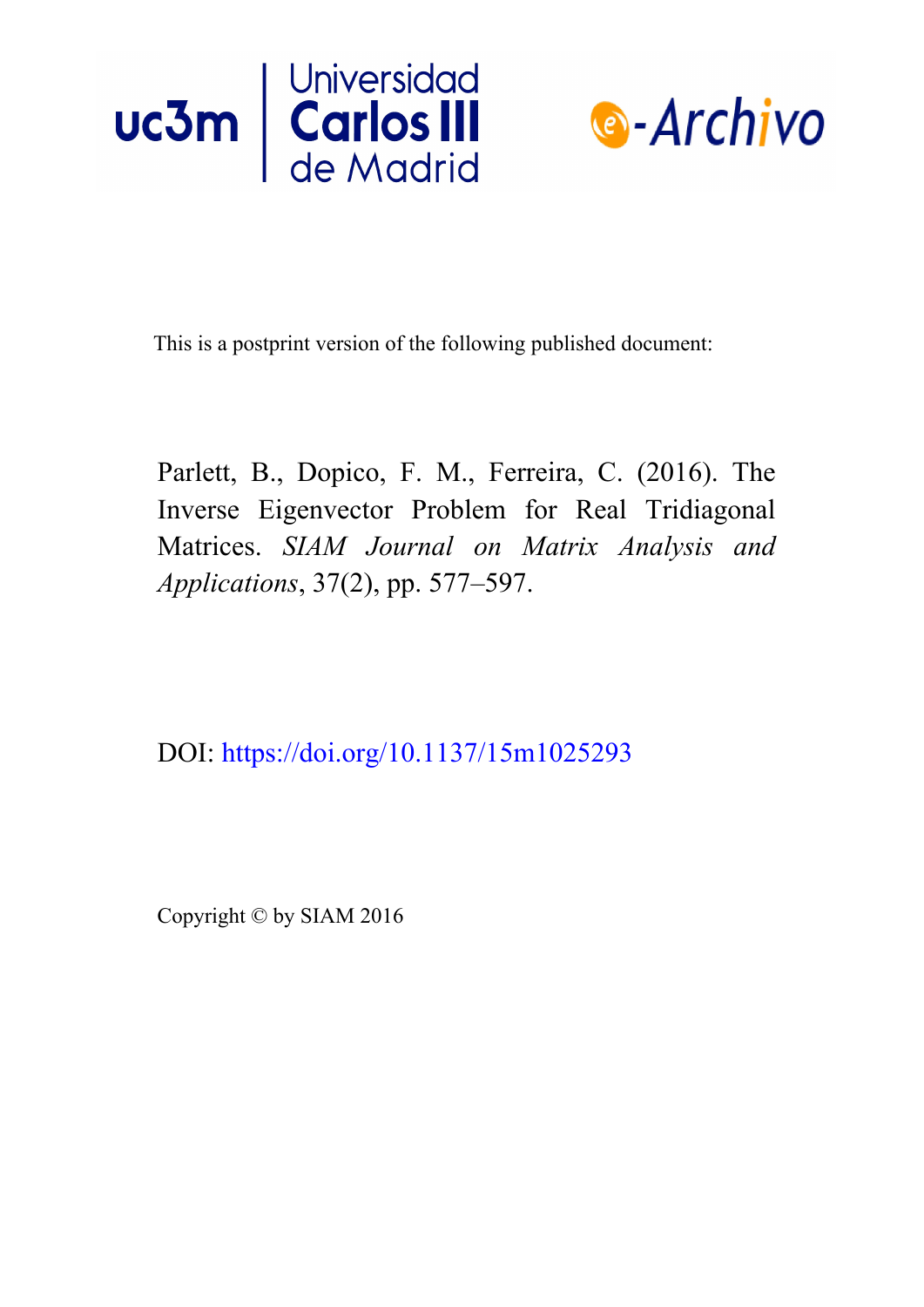Universidad Carlos III de Madrid

e-Archivo

This is a postprint version of the following published document:

Parlett, B., Dopico, F. M., Ferreira, C. (2016). The Inverse Eigenvector Problem for Real Tridiagonal Matrices. *SIAM Journal on Matrix Analysis and Applications*, 37(2), pp. 577–597.

DOI: https://doi.org/10.1137/15m1025293

Copyright © by SIAM 2016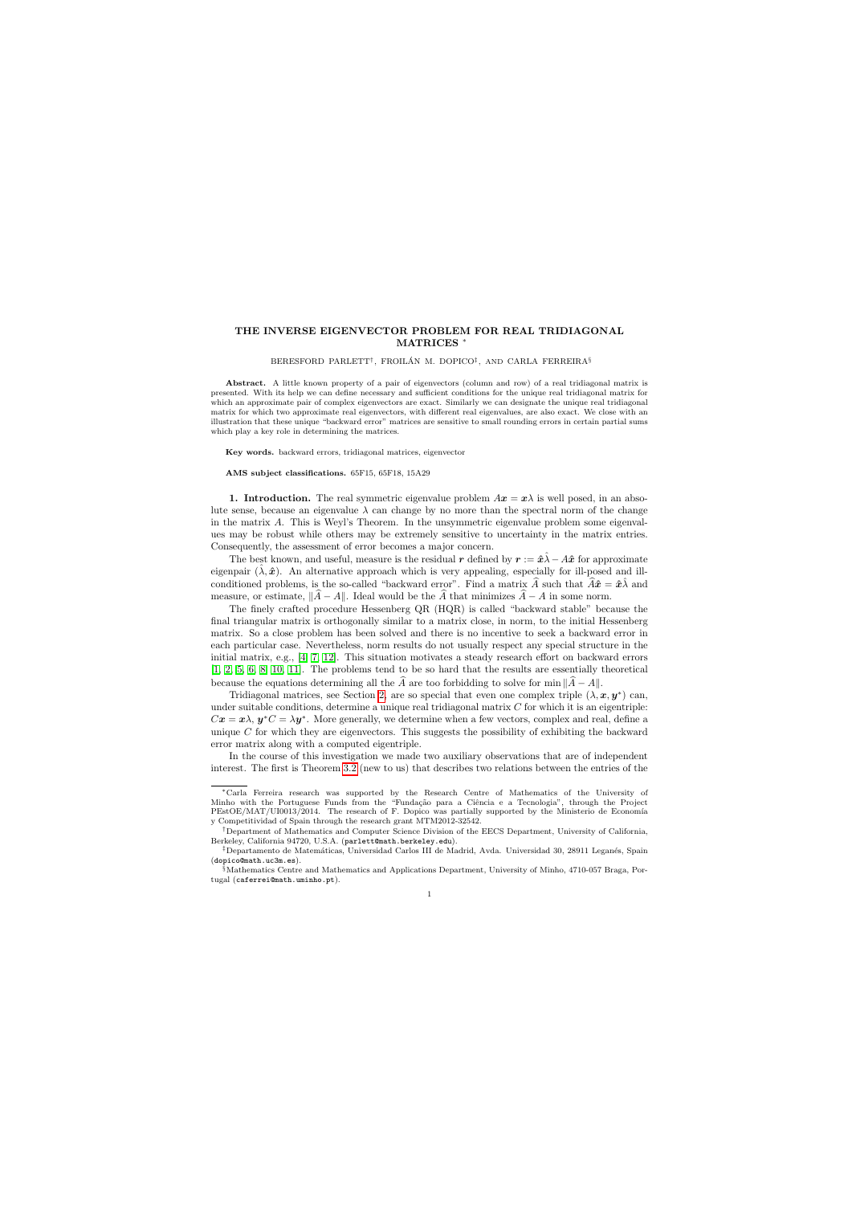**THE INVERSE EIGENVECTOR PROBLEM FOR REAL TRIDIAGONAL MATRICES** *

BERESFORD PARLETT†, FROILÁN M. DOPICO‡, AND CARLA FERREIRA§

**Abstract.** A little known property of a pair of eigenvectors (column and row) of a real tridiagonal matrix is presented. With its help we can define necessary and sufficient conditions for the unique real tridiagonal matrix for which an approximate pair of complex eigenvectors are exact. Similarly we can designate the unique real tridiagonal matrix for which two approximate real eigenvectors, with different real eigenvalues, are also exact. We close with an illustration that these unique "backward error" matrices are sensitive to small rounding errors in certain partial sums which play a key role in determining the matrices.

**Key words.** backward errors, tridiagonal matrices, eigenvector

**AMS subject classifications.** 65F15, 65F18, 15A29

**1. Introduction.** The real symmetric eigenvalue problem $A\boldsymbol{x} = \boldsymbol{x}\lambda$ is well posed, in an absolute sense, because an eigenvalue $\lambda$ can change by no more than the spectral norm of the change in the matrix $A$. This is Weyl's Theorem. In the unsymmetric eigenvalue problem some eigenvalues may be robust while others may be extremely sensitive to uncertainty in the matrix entries. Consequently, the assessment of error becomes a major concern.

The best known, and useful, measure is the residual $\boldsymbol{r}$ defined by $\boldsymbol{r} := \hat{\boldsymbol{x}}\hat{\lambda} - A\hat{\boldsymbol{x}}$ for approximate eigenpair $(\hat{\lambda}, \hat{\boldsymbol{x}})$. An alternative approach which is very appealing, especially for ill-posed and ill-conditioned problems, is the so-called "backward error". Find a matrix $\widehat{A}$ such that $\widehat{A}\hat{\boldsymbol{x}} = \hat{\boldsymbol{x}}\hat{\lambda}$ and measure, or estimate, $\|\widehat{A} - A\|$. Ideal would be the $\widehat{A}$ that minimizes $\widehat{A} - A$ in some norm.

The finely crafted procedure Hessenberg QR (HQR) is called "backward stable" because the final triangular matrix is orthogonally similar to a matrix close, in norm, to the initial Hessenberg matrix. So a close problem has been solved and there is no incentive to seek a backward error in each particular case. Nevertheless, norm results do not usually respect any special structure in the initial matrix, e.g., [4, 7, 12]. This situation motivates a steady research effort on backward errors [1, 2, 5, 6, 8, 10, 11]. The problems tend to be so hard that the results are essentially theoretical because the equations determining all the $\widehat{A}$ are too forbidding to solve for $\min \|\widehat{A} - A\|$.

Tridiagonal matrices, see Section 2, are so special that even one complex triple $(\lambda, \boldsymbol{x}, \boldsymbol{y}^*)$ can, under suitable conditions, determine a unique real tridiagonal matrix $C$ for which it is an eigentriple: $C\boldsymbol{x} = \boldsymbol{x}\lambda$, $\boldsymbol{y}^*C = \lambda\boldsymbol{y}^*$. More generally, we determine when a few vectors, complex and real, define a unique $C$ for which they are eigenvectors. This suggests the possibility of exhibiting the backward error matrix along with a computed eigentriple.

In the course of this investigation we made two auxiliary observations that are of independent interest. The first is Theorem 3.2 (new to us) that describes two relations between the entries of the

---

*Carla Ferreira research was supported by the Research Centre of Mathematics of the University of Minho with the Portuguese Funds from the "Fundação para a Ciência e a Tecnologia", through the Project PEstOE/MAT/UI0013/2014. The research of F. Dopico was partially supported by the Ministerio de Economía y Competitividad of Spain through the research grant MTM2012-32542.

†Department of Mathematics and Computer Science Division of the EECS Department, University of California, Berkeley, California 94720, U.S.A. (parlett@math.berkeley.edu).

‡Departamento de Matemáticas, Universidad Carlos III de Madrid, Avda. Universidad 30, 28911 Leganés, Spain (dopico@math.uc3m.es).

§Mathematics Centre and Mathematics and Applications Department, University of Minho, 4710-057 Braga, Portugal (caferrei@math.uminho.pt).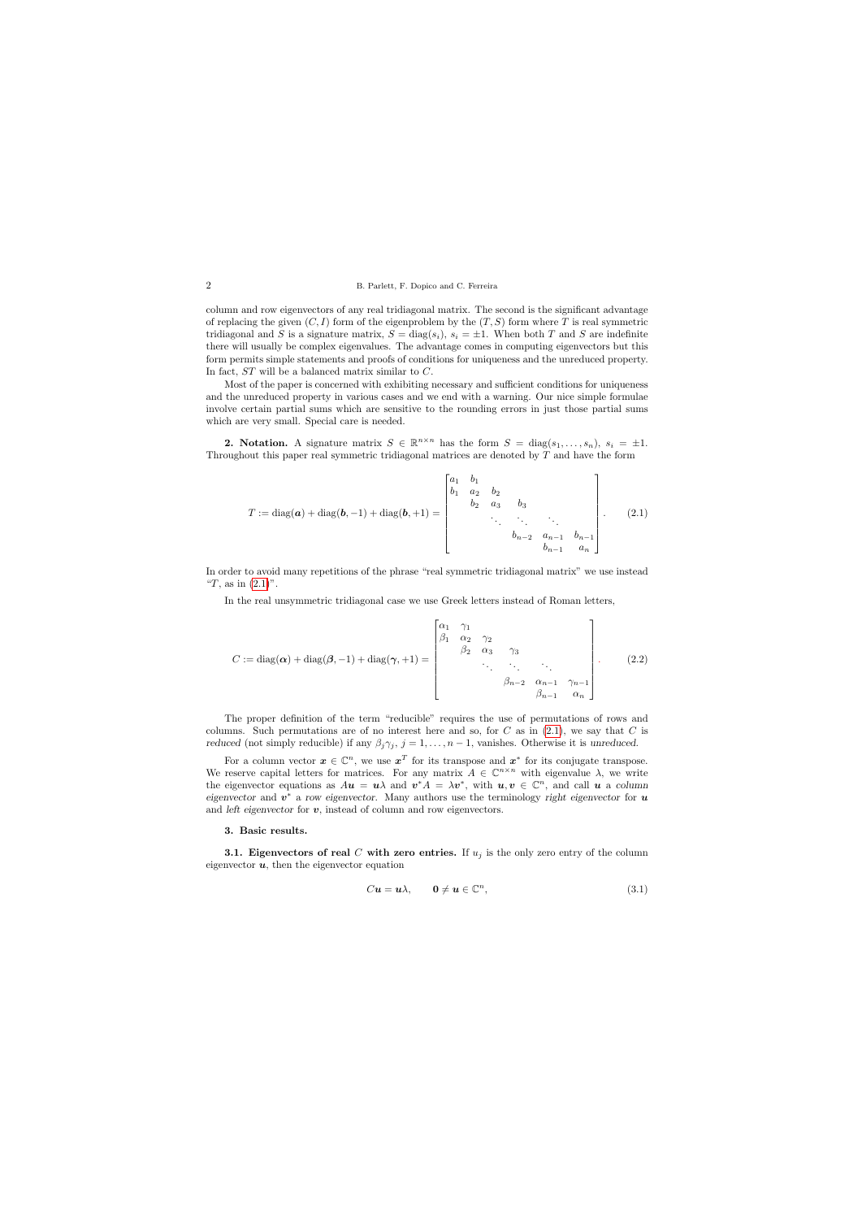column and row eigenvectors of any real tridiagonal matrix. The second is the significant advantage of replacing the given $(C, I)$ form of the eigenproblem by the $(T, S)$ form where $T$ is real symmetric tridiagonal and $S$ is a signature matrix, $S = \mathrm{diag}(s_i)$, $s_i = \pm 1$. When both $T$ and $S$ are indefinite there will usually be complex eigenvalues. The advantage comes in computing eigenvectors but this form permits simple statements and proofs of conditions for uniqueness and the unreduced property. In fact, $ST$ will be a balanced matrix similar to $C$.

Most of the paper is concerned with exhibiting necessary and sufficient conditions for uniqueness and the unreduced property in various cases and we end with a warning. Our nice simple formulae involve certain partial sums which are sensitive to the rounding errors in just those partial sums which are very small. Special care is needed.

**2. Notation.** A signature matrix $S \in \mathbb{R}^{n\times n}$ has the form $S = \mathrm{diag}(s_1, \ldots, s_n)$, $s_i = \pm 1$. Throughout this paper real symmetric tridiagonal matrices are denoted by $T$ and have the form

$$T := \mathrm{diag}(\boldsymbol{a}) + \mathrm{diag}(\boldsymbol{b}, -1) + \mathrm{diag}(\boldsymbol{b}, +1) = \begin{bmatrix} a_1 & b_1 & & & & \\ b_1 & a_2 & b_2 & & & \\ & b_2 & a_3 & b_3 & & \\ & & \ddots & \ddots & \ddots & \\ & & & b_{n-2} & a_{n-1} & b_{n-1} \\ & & & & b_{n-1} & a_n \end{bmatrix}. \tag{2.1}$$

In order to avoid many repetitions of the phrase "real symmetric tridiagonal matrix" we use instead "$T$, as in (2.1)".

In the real unsymmetric tridiagonal case we use Greek letters instead of Roman letters,

$$C := \mathrm{diag}(\boldsymbol{\alpha}) + \mathrm{diag}(\boldsymbol{\beta}, -1) + \mathrm{diag}(\boldsymbol{\gamma}, +1) = \begin{bmatrix} \alpha_1 & \gamma_1 & & & & \\ \beta_1 & \alpha_2 & \gamma_2 & & & \\ & \beta_2 & \alpha_3 & \gamma_3 & & \\ & & \ddots & \ddots & \ddots & \\ & & & \beta_{n-2} & \alpha_{n-1} & \gamma_{n-1} \\ & & & & \beta_{n-1} & \alpha_n \end{bmatrix}. \tag{2.2}$$

The proper definition of the term "reducible" requires the use of permutations of rows and columns. Such permutations are of no interest here and so, for $C$ as in (2.1), we say that $C$ is *reduced* (not simply reducible) if any $\beta_j\gamma_j$, $j = 1, \ldots, n-1$, vanishes. Otherwise it is *unreduced*.

For a column vector $\boldsymbol{x} \in \mathbb{C}^n$, we use $\boldsymbol{x}^T$ for its transpose and $\boldsymbol{x}^*$ for its conjugate transpose. We reserve capital letters for matrices. For any matrix $A \in \mathbb{C}^{n\times n}$ with eigenvalue $\lambda$, we write the eigenvector equations as $A\boldsymbol{u} = \boldsymbol{u}\lambda$ and $\boldsymbol{v}^*A = \lambda\boldsymbol{v}^*$, with $\boldsymbol{u}, \boldsymbol{v} \in \mathbb{C}^n$, and call $\boldsymbol{u}$ a *column eigenvector* and $\boldsymbol{v}^*$ a *row eigenvector*. Many authors use the terminology *right eigenvector* for $\boldsymbol{u}$ and *left eigenvector* for $\boldsymbol{v}$, instead of column and row eigenvectors.

### 3. Basic results.

**3.1. Eigenvectors of real $C$ with zero entries.** If $u_j$ is the only zero entry of the column eigenvector $\boldsymbol{u}$, then the eigenvector equation

$$C\boldsymbol{u} = \boldsymbol{u}\lambda, \qquad \boldsymbol{0} \neq \boldsymbol{u} \in \mathbb{C}^n, \tag{3.1}$$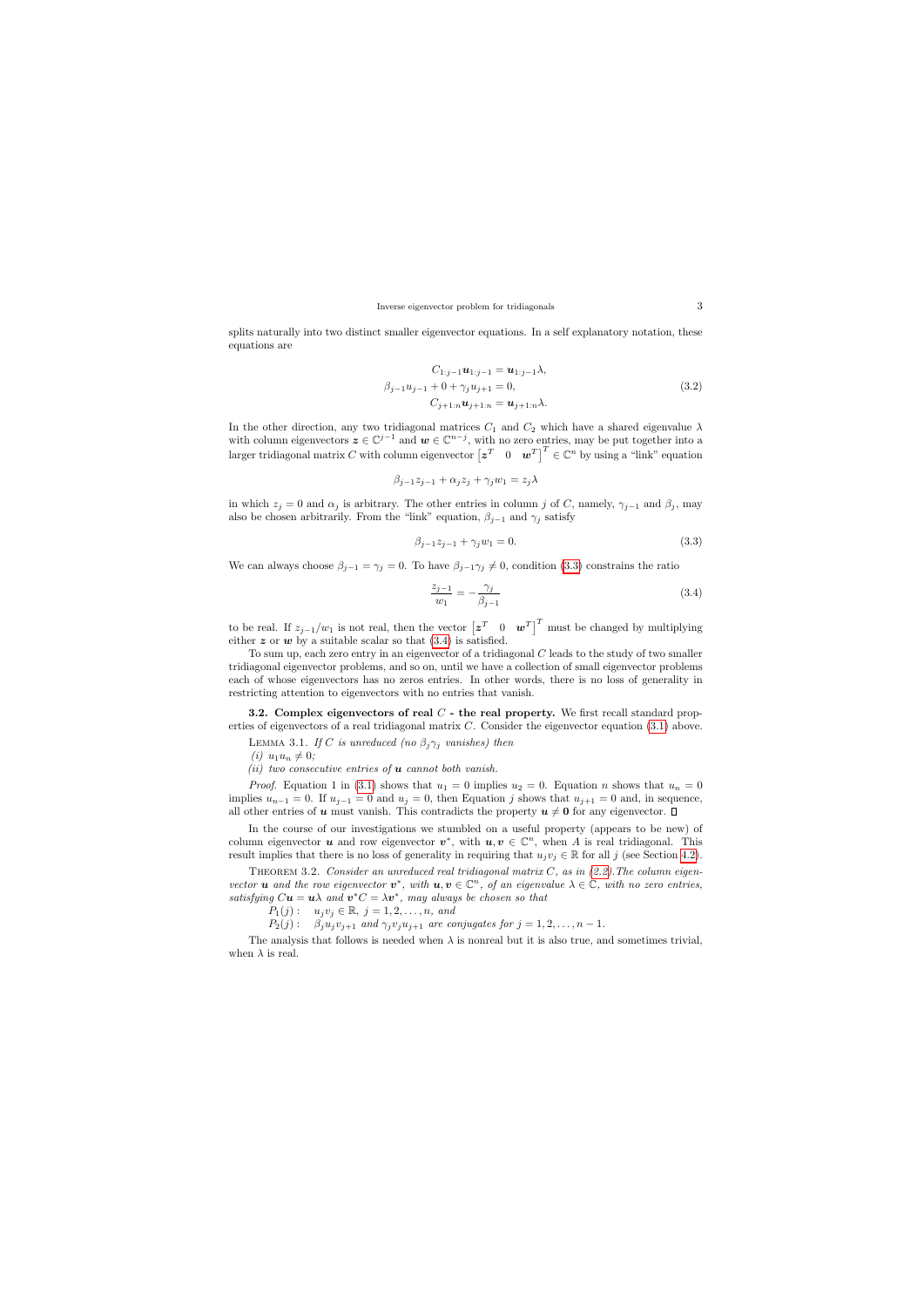splits naturally into two distinct smaller eigenvector equations. In a self explanatory notation, these equations are

$$
\begin{aligned}
C_{1:j-1}\boldsymbol{u}_{1:j-1} &= \boldsymbol{u}_{1:j-1}\lambda, \\
\beta_{j-1}u_{j-1} + 0 + \gamma_j u_{j+1} &= 0, \\
C_{j+1:n}\boldsymbol{u}_{j+1:n} &= \boldsymbol{u}_{j+1:n}\lambda.
\end{aligned}
\tag{3.2}
$$

In the other direction, any two tridiagonal matrices $C_1$ and $C_2$ which have a shared eigenvalue $\lambda$ with column eigenvectors $\boldsymbol{z} \in \mathbb{C}^{j-1}$ and $\boldsymbol{w} \in \mathbb{C}^{n-j}$, with no zero entries, may be put together into a larger tridiagonal matrix $C$ with column eigenvector $\begin{bmatrix}\boldsymbol{z}^T & 0 & \boldsymbol{w}^T\end{bmatrix}^T \in \mathbb{C}^n$ by using a "link" equation

$$
\beta_{j-1}z_{j-1} + \alpha_j z_j + \gamma_j w_1 = z_j\lambda
$$

in which $z_j = 0$ and $\alpha_j$ is arbitrary. The other entries in column $j$ of $C$, namely, $\gamma_{j-1}$ and $\beta_j$, may also be chosen arbitrarily. From the "link" equation, $\beta_{j-1}$ and $\gamma_j$ satisfy

$$
\beta_{j-1}z_{j-1} + \gamma_j w_1 = 0. \tag{3.3}
$$

We can always choose $\beta_{j-1} = \gamma_j = 0$. To have $\beta_{j-1}\gamma_j \neq 0$, condition (3.3) constrains the ratio

$$
\frac{z_{j-1}}{w_1} = -\frac{\gamma_j}{\beta_{j-1}} \tag{3.4}
$$

to be real. If $z_{j-1}/w_1$ is not real, then the vector $\begin{bmatrix}\boldsymbol{z}^T & 0 & \boldsymbol{w}^T\end{bmatrix}^T$ must be changed by multiplying either $\boldsymbol{z}$ or $\boldsymbol{w}$ by a suitable scalar so that (3.4) is satisfied.

To sum up, each zero entry in an eigenvector of a tridiagonal $C$ leads to the study of two smaller tridiagonal eigenvector problems, and so on, until we have a collection of small eigenvector problems each of whose eigenvectors has no zeros entries. In other words, there is no loss of generality in restricting attention to eigenvectors with no entries that vanish.

**3.2. Complex eigenvectors of real $C$ - the real property.** We first recall standard properties of eigenvectors of a real tridiagonal matrix $C$. Consider the eigenvector equation (3.1) above.

Lemma 3.1. *If $C$ is unreduced (no $\beta_j\gamma_j$ vanishes) then*

*(i) $u_1 u_n \neq 0$;*

*(ii) two consecutive entries of $\boldsymbol{u}$ cannot both vanish.*

*Proof.* Equation 1 in (3.1) shows that $u_1 = 0$ implies $u_2 = 0$. Equation $n$ shows that $u_n = 0$ implies $u_{n-1} = 0$. If $u_{j-1} = 0$ and $u_j = 0$, then Equation $j$ shows that $u_{j+1} = 0$ and, in sequence, all other entries of $\boldsymbol{u}$ must vanish. This contradicts the property $\boldsymbol{u} \neq \boldsymbol{0}$ for any eigenvector. □

In the course of our investigations we stumbled on a useful property (appears to be new) of column eigenvector $\boldsymbol{u}$ and row eigenvector $\boldsymbol{v}^*$, with $\boldsymbol{u}, \boldsymbol{v} \in \mathbb{C}^n$, when $A$ is real tridiagonal. This result implies that there is no loss of generality in requiring that $u_j v_j \in \mathbb{R}$ for all $j$ (see Section 4.2).

Theorem 3.2. *Consider an unreduced real tridiagonal matrix $C$, as in (2.2). The column eigenvector $\boldsymbol{u}$ and the row eigenvector $\boldsymbol{v}^*$, with $\boldsymbol{u}, \boldsymbol{v} \in \mathbb{C}^n$, of an eigenvalue $\lambda \in \mathbb{C}$, with no zero entries, satisfying $C\boldsymbol{u} = \boldsymbol{u}\lambda$ and $\boldsymbol{v}^* C = \lambda \boldsymbol{v}^*$, may always be chosen so that*

*$P_1(j)$: $u_j v_j \in \mathbb{R}$, $j = 1, 2, \ldots, n$, and*

*$P_2(j)$: $\beta_j u_j v_{j+1}$ and $\gamma_j v_j u_{j+1}$ are conjugates for $j = 1, 2, \ldots, n-1$.*

The analysis that follows is needed when $\lambda$ is nonreal but it is also true, and sometimes trivial, when $\lambda$ is real.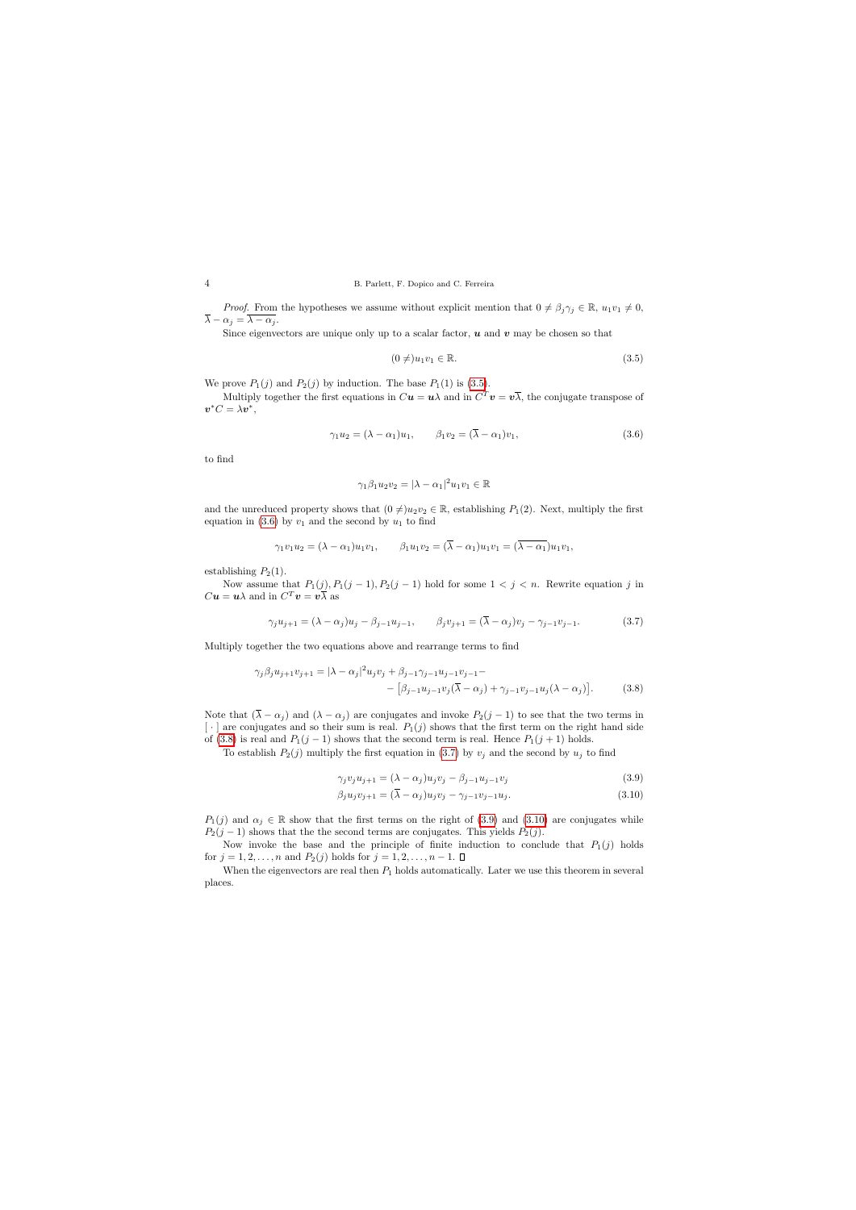*Proof.* From the hypotheses we assume without explicit mention that $0 \neq \beta_j \gamma_j \in \mathbb{R}$, $u_1 v_1 \neq 0$, $\overline{\lambda} - \alpha_j = \overline{\lambda - \alpha_j}$.

Since eigenvectors are unique only up to a scalar factor, $\boldsymbol{u}$ and $\boldsymbol{v}$ may be chosen so that

$$(0 \neq) u_1 v_1 \in \mathbb{R}. \tag{3.5}$$

We prove $P_1(j)$ and $P_2(j)$ by induction. The base $P_1(1)$ is (3.5).

Multiply together the first equations in $C\boldsymbol{u} = \boldsymbol{u}\lambda$ and in $C^T \boldsymbol{v} = \boldsymbol{v}\overline{\lambda}$, the conjugate transpose of $\boldsymbol{v}^* C = \lambda \boldsymbol{v}^*$,

$$\gamma_1 u_2 = (\lambda - \alpha_1) u_1, \qquad \beta_1 v_2 = (\overline{\lambda} - \alpha_1) v_1, \tag{3.6}$$

to find

$$\gamma_1 \beta_1 u_2 v_2 = |\lambda - \alpha_1|^2 u_1 v_1 \in \mathbb{R}$$

and the unreduced property shows that $(0 \neq) u_2 v_2 \in \mathbb{R}$, establishing $P_1(2)$. Next, multiply the first equation in (3.6) by $v_1$ and the second by $u_1$ to find

$$\gamma_1 v_1 u_2 = (\lambda - \alpha_1) u_1 v_1, \qquad \beta_1 u_1 v_2 = (\overline{\lambda} - \alpha_1) u_1 v_1 = (\overline{\lambda - \alpha_1}) u_1 v_1,$$

establishing $P_2(1)$.

Now assume that $P_1(j), P_1(j-1), P_2(j-1)$ hold for some $1 < j < n$. Rewrite equation $j$ in $C\boldsymbol{u} = \boldsymbol{u}\lambda$ and in $C^T \boldsymbol{v} = \boldsymbol{v}\overline{\lambda}$ as

$$\gamma_j u_{j+1} = (\lambda - \alpha_j) u_j - \beta_{j-1} u_{j-1}, \qquad \beta_j v_{j+1} = (\overline{\lambda} - \alpha_j) v_j - \gamma_{j-1} v_{j-1}. \tag{3.7}$$

Multiply together the two equations above and rearrange terms to find

$$\begin{aligned} \gamma_j \beta_j u_{j+1} v_{j+1} = |\lambda - \alpha_j|^2 u_j v_j + \beta_{j-1} \gamma_{j-1} u_{j-1} v_{j-1} - \\ - \left[ \beta_{j-1} u_{j-1} v_j (\overline{\lambda} - \alpha_j) + \gamma_{j-1} v_{j-1} u_j (\lambda - \alpha_j) \right]. \end{aligned} \tag{3.8}$$

Note that $(\overline{\lambda} - \alpha_j)$ and $(\lambda - \alpha_j)$ are conjugates and invoke $P_2(j-1)$ to see that the two terms in $[\,\cdot\,]$ are conjugates and so their sum is real. $P_1(j)$ shows that the first term on the right hand side of (3.8) is real and $P_1(j-1)$ shows that the second term is real. Hence $P_1(j+1)$ holds.

To establish $P_2(j)$ multiply the first equation in (3.7) by $v_j$ and the second by $u_j$ to find

$$\gamma_j v_j u_{j+1} = (\lambda - \alpha_j) u_j v_j - \beta_{j-1} u_{j-1} v_j \tag{3.9}$$

$$\beta_j u_j v_{j+1} = (\overline{\lambda} - \alpha_j) u_j v_j - \gamma_{j-1} v_{j-1} u_j. \tag{3.10}$$

$P_1(j)$ and $\alpha_j \in \mathbb{R}$ show that the first terms on the right of (3.9) and (3.10) are conjugates while $P_2(j-1)$ shows that the the second terms are conjugates. This yields $P_2(j)$.

Now invoke the base and the principle of finite induction to conclude that $P_1(j)$ holds for $j = 1, 2, \ldots, n$ and $P_2(j)$ holds for $j = 1, 2, \ldots, n-1$. $\square$

When the eigenvectors are real then $P_1$ holds automatically. Later we use this theorem in several places.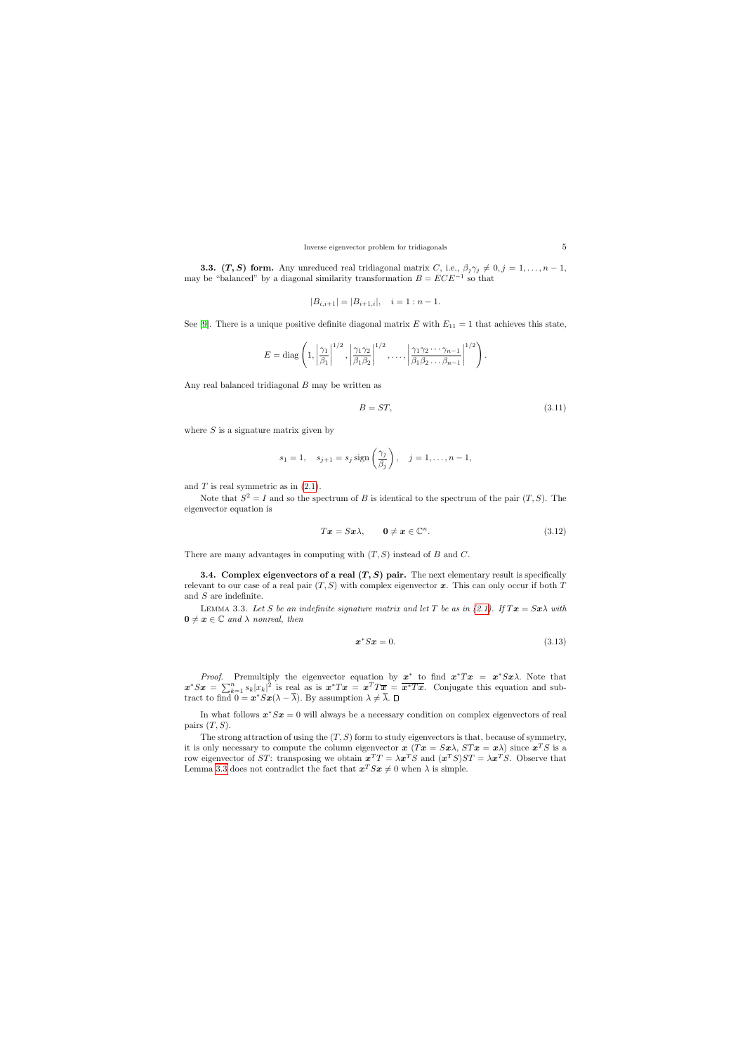**3.3. $(T, S)$ form.** Any unreduced real tridiagonal matrix $C$, i.e., $\beta_j \gamma_j \neq 0, j = 1, \ldots, n-1$, may be "balanced" by a diagonal similarity transformation $B = ECE^{-1}$ so that

$$|B_{i,i+1}| = |B_{i+1,i}|, \quad i = 1 : n-1.$$

See [9]. There is a unique positive definite diagonal matrix $E$ with $E_{11} = 1$ that achieves this state,

$$E = \operatorname{diag}\left(1, \left|\frac{\gamma_1}{\beta_1}\right|^{1/2}, \left|\frac{\gamma_1\gamma_2}{\beta_1\beta_2}\right|^{1/2}, \ldots, \left|\frac{\gamma_1\gamma_2\cdots\gamma_{n-1}}{\beta_1\beta_2\ldots\beta_{n-1}}\right|^{1/2}\right).$$

Any real balanced tridiagonal $B$ may be written as

$$B = ST, \tag{3.11}$$

where $S$ is a signature matrix given by

$$s_1 = 1, \quad s_{j+1} = s_j \operatorname{sign}\left(\frac{\gamma_j}{\beta_j}\right), \quad j = 1, \ldots, n-1,$$

and $T$ is real symmetric as in (2.1).

Note that $S^2 = I$ and so the spectrum of $B$ is identical to the spectrum of the pair $(T, S)$. The eigenvector equation is

$$T\boldsymbol{x} = S\boldsymbol{x}\lambda, \qquad \boldsymbol{0} \neq \boldsymbol{x} \in \mathbb{C}^n. \tag{3.12}$$

There are many advantages in computing with $(T, S)$ instead of $B$ and $C$.

**3.4. Complex eigenvectors of a real $(T, S)$ pair.** The next elementary result is specifically relevant to our case of a real pair $(T, S)$ with complex eigenvector $\boldsymbol{x}$. This can only occur if both $T$ and $S$ are indefinite.

Lemma 3.3. *Let $S$ be an indefinite signature matrix and let $T$ be as in (2.1). If $T\boldsymbol{x} = S\boldsymbol{x}\lambda$ with $\boldsymbol{0} \neq \boldsymbol{x} \in \mathbb{C}$ and $\lambda$ nonreal, then*

$$\boldsymbol{x}^* S \boldsymbol{x} = 0. \tag{3.13}$$

*Proof.* Premultiply the eigenvector equation by $\boldsymbol{x}^*$ to find $\boldsymbol{x}^* T\boldsymbol{x} = \boldsymbol{x}^* S\boldsymbol{x}\lambda$. Note that $\boldsymbol{x}^* S\boldsymbol{x} = \sum_{k=1}^{n} s_k |x_k|^2$ is real as is $\boldsymbol{x}^* T\boldsymbol{x} = \boldsymbol{x}^T T\overline{\boldsymbol{x}} = \overline{\boldsymbol{x}^* T\boldsymbol{x}}$. Conjugate this equation and subtract to find $0 = \boldsymbol{x}^* S\boldsymbol{x}(\lambda - \overline{\lambda})$. By assumption $\lambda \neq \overline{\lambda}$. $\square$

In what follows $\boldsymbol{x}^* S\boldsymbol{x} = 0$ will always be a necessary condition on complex eigenvectors of real pairs $(T, S)$.

The strong attraction of using the $(T, S)$ form to study eigenvectors is that, because of symmetry, it is only necessary to compute the column eigenvector $\boldsymbol{x}$ ($T\boldsymbol{x} = S\boldsymbol{x}\lambda$, $ST\boldsymbol{x} = \boldsymbol{x}\lambda$) since $\boldsymbol{x}^T S$ is a row eigenvector of $ST$: transposing we obtain $\boldsymbol{x}^T T = \lambda \boldsymbol{x}^T S$ and $(\boldsymbol{x}^T S)ST = \lambda \boldsymbol{x}^T S$. Observe that Lemma 3.3 does not contradict the fact that $\boldsymbol{x}^T S\boldsymbol{x} \neq 0$ when $\lambda$ is simple.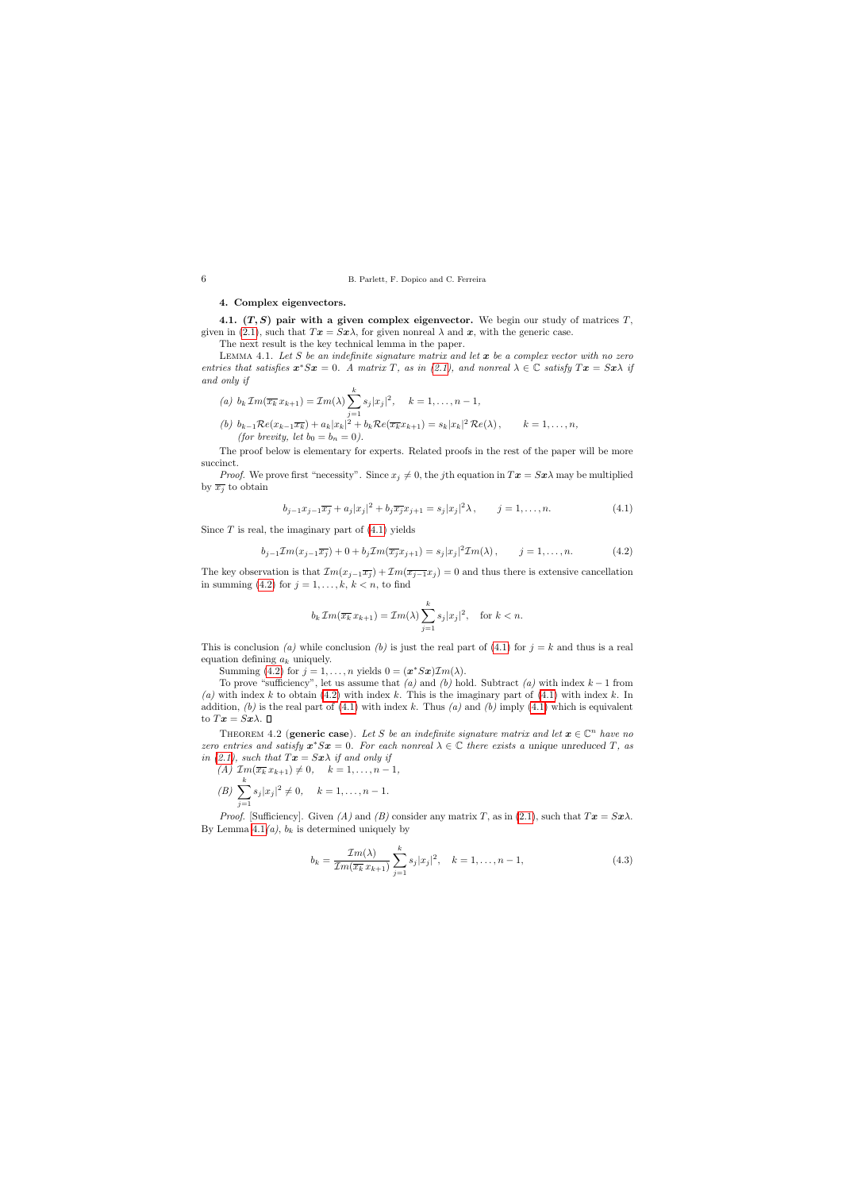## 4. Complex eigenvectors.

**4.1. $(T, S)$ pair with a given complex eigenvector.** We begin our study of matrices $T$, given in (2.1), such that $T\boldsymbol{x} = S\boldsymbol{x}\lambda$, for given nonreal $\lambda$ and $\boldsymbol{x}$, with the generic case.

The next result is the key technical lemma in the paper.

LEMMA 4.1. *Let $S$ be an indefinite signature matrix and let $\boldsymbol{x}$ be a complex vector with no zero entries that satisfies $\boldsymbol{x}^* S \boldsymbol{x} = 0$. A matrix $T$, as in (2.1), and nonreal $\lambda \in \mathbb{C}$ satisfy $T\boldsymbol{x} = S\boldsymbol{x}\lambda$ if and only if*

*(a)* $b_k \, \mathcal{I}m(\overline{x_k} \, x_{k+1}) = \mathcal{I}m(\lambda) \sum_{j=1}^{k} s_j |x_j|^2, \quad k = 1, \dots, n-1,$

*(b)* $b_{k-1} \mathcal{R}e(x_{k-1}\overline{x_k}) + a_k |x_k|^2 + b_k \mathcal{R}e(\overline{x_k} x_{k+1}) = s_k |x_k|^2 \, \mathcal{R}e(\lambda), \qquad k = 1, \dots, n,$
*(for brevity, let $b_0 = b_n = 0$).*

The proof below is elementary for experts. Related proofs in the rest of the paper will be more succinct.

*Proof.* We prove first "necessity". Since $x_j \neq 0$, the $j$th equation in $T\boldsymbol{x} = S\boldsymbol{x}\lambda$ may be multiplied by $\overline{x_j}$ to obtain

$$b_{j-1} x_{j-1} \overline{x_j} + a_j |x_j|^2 + b_j \overline{x_j} x_{j+1} = s_j |x_j|^2 \lambda, \qquad j = 1, \dots, n. \tag{4.1}$$

Since $T$ is real, the imaginary part of (4.1) yields

$$b_{j-1} \mathcal{I}m(x_{j-1}\overline{x_j}) + 0 + b_j \mathcal{I}m(\overline{x_j} x_{j+1}) = s_j |x_j|^2 \mathcal{I}m(\lambda), \qquad j = 1, \dots, n. \tag{4.2}$$

The key observation is that $\mathcal{I}m(x_{j-1}\overline{x_j}) + \mathcal{I}m(\overline{x_{j-1}} x_j) = 0$ and thus there is extensive cancellation in summing (4.2) for $j = 1, \dots, k$, $k < n$, to find

$$b_k \, \mathcal{I}m(\overline{x_k} \, x_{k+1}) = \mathcal{I}m(\lambda) \sum_{j=1}^{k} s_j |x_j|^2, \quad \text{for } k < n.$$

This is conclusion *(a)* while conclusion *(b)* is just the real part of (4.1) for $j = k$ and thus is a real equation defining $a_k$ uniquely.

Summing (4.2) for $j = 1, \dots, n$ yields $0 = (\boldsymbol{x}^* S \boldsymbol{x}) \mathcal{I}m(\lambda)$.

To prove "sufficiency", let us assume that *(a)* and *(b)* hold. Subtract *(a)* with index $k-1$ from *(a)* with index $k$ to obtain (4.2) with index $k$. This is the imaginary part of (4.1) with index $k$. In addition, *(b)* is the real part of (4.1) with index $k$. Thus *(a)* and *(b)* imply (4.1) which is equivalent to $T\boldsymbol{x} = S\boldsymbol{x}\lambda$. ∎

THEOREM 4.2 (**generic case**). *Let $S$ be an indefinite signature matrix and let $\boldsymbol{x} \in \mathbb{C}^n$ have no zero entries and satisfy $\boldsymbol{x}^* S \boldsymbol{x} = 0$. For each nonreal $\lambda \in \mathbb{C}$ there exists a unique unreduced $T$, as in (2.1), such that $T\boldsymbol{x} = S\boldsymbol{x}\lambda$ if and only if*

*(A)* $\mathcal{I}m(\overline{x_k} \, x_{k+1}) \neq 0, \quad k = 1, \dots, n-1,$

*(B)* $\sum_{j=1}^{k} s_j |x_j|^2 \neq 0, \quad k = 1, \dots, n-1.$

*Proof.* [Sufficiency]. Given *(A)* and *(B)* consider any matrix $T$, as in (2.1), such that $T\boldsymbol{x} = S\boldsymbol{x}\lambda$. By Lemma 4.1*(a)*, $b_k$ is determined uniquely by

$$b_k = \frac{\mathcal{I}m(\lambda)}{\mathcal{I}m(\overline{x_k} \, x_{k+1})} \sum_{j=1}^{k} s_j |x_j|^2, \quad k = 1, \dots, n-1, \tag{4.3}$$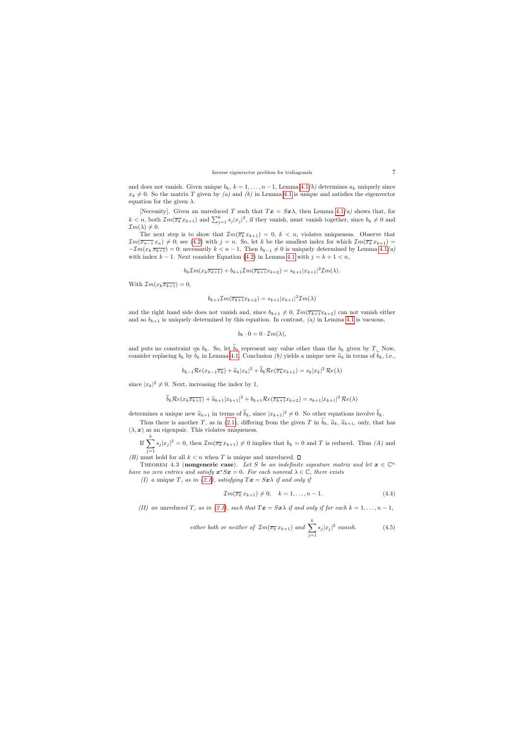and does not vanish. Given unique $b_k$, $k = 1, \dots, n-1$, Lemma 4.1*(b)* determines $a_k$ uniquely since $x_k \neq 0$. So the matrix $T$ given by *(a)* and *(b)* in Lemma 4.1 is unique and satisfies the eigenvector equation for the given $\lambda$.

[Necessity]. Given an unreduced $T$ such that $T\boldsymbol{x} = S\boldsymbol{x}\lambda$, then Lemma 4.1*(a)* shows that, for $k < n$, both $\mathcal{I}m(\overline{x_k}\, x_{k+1})$ and $\sum_{j=1}^{k} s_j |x_j|^2$, if they vanish, must vanish together, since $b_k \neq 0$ and $\mathcal{I}m(\lambda) \neq 0$.

The next step is to show that $\mathcal{I}m(\overline{x_k}\, x_{k+1}) = 0$, $k < n$, violates uniqueness. Observe that $\mathcal{I}m(\overline{x_{n-1}}\, x_n) \neq 0$; see (4.2) with $j = n$. So, let $k$ be the smallest index for which $\mathcal{I}m(\overline{x_k}\, x_{k+1}) = -\mathcal{I}m(x_k\, \overline{x_{k+1}}) = 0$; necessarily $k < n-1$. Then $b_{k-1} \neq 0$ is uniquely determined by Lemma 4.1*(a)* with index $k-1$. Next consider Equation (4.2) in Lemma 4.1 with $j = k+1 < n$,

$$b_k \mathcal{I}m(x_k \overline{x_{k+1}}) + b_{k+1} \mathcal{I}m(\overline{x_{k+1}} x_{k+2}) = s_{k+1} |x_{k+1}|^2 \mathcal{I}m(\lambda).$$

With $\mathcal{I}m(x_k \overline{x_{k+1}}) = 0$,

$$b_{k+1} \mathcal{I}m(\overline{x_{k+1}} x_{k+2}) = s_{k+1} |x_{k+1}|^2 \mathcal{I}m(\lambda)$$

and the right hand side does not vanish and, since $b_{k+1} \neq 0$, $\mathcal{I}m(\overline{x_{k+1}} x_{k+2})$ can not vanish either and so $b_{k+1}$ is uniquely determined by this equation. In contrast, *(a)* in Lemma 4.1 is vacuous,

$$b_k \cdot 0 = 0 \cdot \mathcal{I}m(\lambda),$$

and puts no constraint on $b_k$. So, let $\widetilde{b}_k$ represent any value other than the $b_k$ given by $T$. Now, consider replacing $b_k$ by $\widetilde{b}_k$ in Lemma 4.1. Conclusion *(b)* yields a unique new $\widetilde{a}_k$ in terms of $\widetilde{b}_k$, i.e.,

$$b_{k-1} \mathcal{R}e(x_{k-1} \overline{x_k}) + \widetilde{a}_k |x_k|^2 + \widetilde{b}_k \mathcal{R}e(\overline{x_k} x_{k+1}) = s_k |x_k|^2\, \mathcal{R}e(\lambda)$$

since $|x_k|^2 \neq 0$. Next, increasing the index by 1,

$$\widetilde{b}_k \mathcal{R}e(x_k \overline{x_{k+1}}) + \widetilde{a}_{k+1} |x_{k+1}|^2 + b_{k+1} \mathcal{R}e(\overline{x_{k+1}} x_{k+2}) = s_{k+1} |x_{k+1}|^2\, \mathcal{R}e(\lambda)$$

determines a unique new $\widetilde{a}_{k+1}$ in terms of $\widetilde{b}_k$, since $|x_{k+1}|^2 \neq 0$. No other equations involve $\widetilde{b}_k$.

Thus there is another $T$, as in (2.1), differing from the given $T$ in $\widetilde{b}_k$, $\widetilde{a}_k$, $\widetilde{a}_{k+1}$, only, that has $(\lambda, \boldsymbol{x})$ as an eigenpair. This violates uniqueness.

If $\sum_{j=1}^{k} s_j |x_j|^2 = 0$, then $\mathcal{I}m(\overline{x_k}\, x_{k+1}) \neq 0$ implies that $b_k = 0$ and $T$ is reduced. Thus *(A)* and *(B)* must hold for all $k < n$ when $T$ is unique and unreduced. $\square$

Theorem 4.3 (**nongeneric case**). *Let $S$ be an indefinite signature matrix and let $\boldsymbol{x} \in \mathbb{C}^n$ have no zero entries and satisfy $\boldsymbol{x}^* S \boldsymbol{x} = 0$. For each nonreal $\lambda \in \mathbb{C}$, there exists*

*(I) a unique $T$, as in (2.1), satisfying $T\boldsymbol{x} = S\boldsymbol{x}\lambda$ if and only if*

$$\mathcal{I}m(\overline{x_k}\, x_{k+1}) \neq 0, \quad k = 1, \dots, n-1. \tag{4.4}$$

*(II) an unreduced $T$, as in (2.1), such that $T\boldsymbol{x} = S\boldsymbol{x}\lambda$ if and only if for each $k = 1, \dots, n-1$,*

$$\text{either both or neither of } \mathcal{I}m(\overline{x_k}\, x_{k+1}) \text{ and } \sum_{j=1}^{k} s_j |x_j|^2 \text{ vanish.} \tag{4.5}$$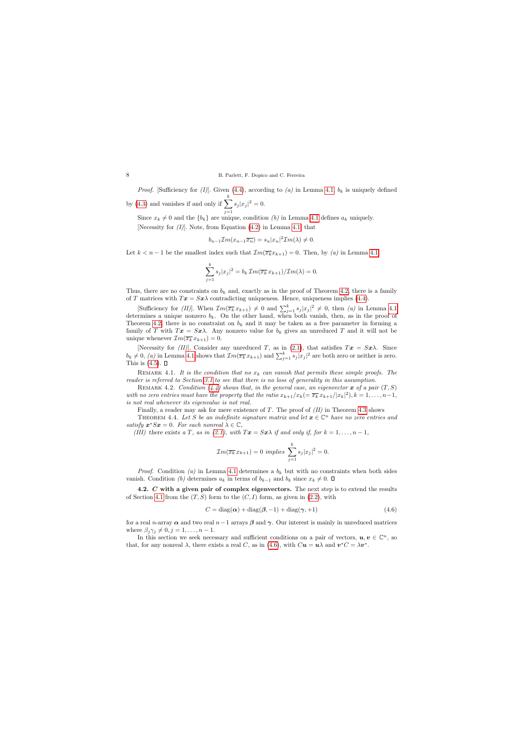*Proof.* [Sufficiency for *(I)*]. Given (4.4), according to *(a)* in Lemma 4.1, $b_k$ is uniquely defined by (4.3) and vanishes if and only if $\sum_{j=1}^{k} s_j|x_j|^2 = 0$.

Since $x_k \neq 0$ and the $\{b_k\}$ are unique, condition *(b)* in Lemma 4.1 defines $a_k$ uniquely.

[Necessity for *(I)*]. Note, from Equation (4.2) in Lemma 4.1, that

$$b_{n-1}\mathcal{I}m(x_{n-1}\overline{x_n}) = s_n|x_n|^2\mathcal{I}m(\lambda) \neq 0.$$

Let $k < n-1$ be the smallest index such that $\mathcal{I}m(\overline{x_k}x_{k+1}) = 0$. Then, by *(a)* in Lemma 4.1,

$$\sum_{j=1}^{k} s_j|x_j|^2 = b_k\,\mathcal{I}m(\overline{x_k}\,x_{k+1})/\mathcal{I}m(\lambda) = 0.$$

Thus, there are no constraints on $b_k$ and, exactly as in the proof of Theorem 4.2, there is a family of $T$ matrices with $T\boldsymbol{x} = S\boldsymbol{x}\lambda$ contradicting uniqueness. Hence, uniqueness implies (4.4).

[Sufficiency for *(II)*]. When $\mathcal{I}m(\overline{x_k}\,x_{k+1}) \neq 0$ and $\sum_{j=1}^{k} s_j|x_j|^2 \neq 0$, then *(a)* in Lemma 4.1 determines a unique nonzero $b_k$. On the other hand, when both vanish, then, as in the proof of Theorem 4.2, there is no constraint on $b_k$ and it may be taken as a free parameter in forming a family of $T$ with $T\boldsymbol{x} = S\boldsymbol{x}\lambda$. Any nonzero value for $b_k$ gives an unreduced $T$ and it will not be unique whenever $\mathcal{I}m(\overline{x_k}\,x_{k+1}) = 0$.

[Necessity for *(II)*]. Consider any unreduced $T$, as in (2.1), that satisfies $T\boldsymbol{x} = S\boldsymbol{x}\lambda$. Since $b_k \neq 0$, *(a)* in Lemma 4.1 shows that $\mathcal{I}m(\overline{x_k}\,x_{k+1})$ and $\sum_{j=1}^{k} s_j|x_j|^2$ are both zero or neither is zero. This is (4.5). ∎

Remark 4.1. *It is the condition that no $x_k$ can vanish that permits these simple proofs. The reader is referred to Section 3.1 to see that there is no loss of generality in this assumption.*

Remark 4.2. *Condition (4.4) shows that, in the general case, an eigenvector $\boldsymbol{x}$ of a pair $(T,S)$ with no zero entries must have the property that the ratio $x_{k+1}/x_k (= \overline{x_k}\,x_{k+1}/|x_k|^2), k = 1,\ldots,n-1$, is not real whenever its eigenvalue is not real.*

Finally, a reader may ask for mere existence of $T$. The proof of *(II)* in Theorem 4.3 shows

Theorem 4.4. *Let $S$ be an indefinite signature matrix and let $\boldsymbol{x} \in \mathbb{C}^n$ have no zero entries and satisfy $\boldsymbol{x}^*S\boldsymbol{x} = 0$. For each nonreal $\lambda \in \mathbb{C}$,*

*(III) there exists a $T$, as in (2.1), with $T\boldsymbol{x} = S\boldsymbol{x}\lambda$ if and only if, for $k = 1,\ldots,n-1$,*

$$\mathcal{I}m(\overline{x_k}\,x_{k+1}) = 0 \text{ implies } \sum_{j=1}^{k} s_j|x_j|^2 = 0.$$

*Proof.* Condition *(a)* in Lemma 4.1 determines a $b_k$ but with no constraints when both sides vanish. Condition *(b)* determines $a_k$ in terms of $b_{k-1}$ and $b_k$ since $x_k \neq 0$. ∎

**4.2. $C$ with a given pair of complex eigenvectors.** The next step is to extend the results of Section 4.1 from the $(T,S)$ form to the $(C,I)$ form, as given in (2.2), with

$$C = \mathrm{diag}(\boldsymbol{\alpha}) + \mathrm{diag}(\boldsymbol{\beta},-1) + \mathrm{diag}(\boldsymbol{\gamma},+1) \tag{4.6}$$

for a real $n$-array $\boldsymbol{\alpha}$ and two real $n-1$ arrays $\boldsymbol{\beta}$ and $\boldsymbol{\gamma}$. Our interest is mainly in unreduced matrices where $\beta_j\gamma_j \neq 0, j = 1,\ldots,n-1$.

In this section we seek necessary and sufficient conditions on a pair of vectors, $\boldsymbol{u},\boldsymbol{v} \in \mathbb{C}^n$, so that, for any nonreal $\lambda$, there exists a real $C$, as in (4.6), with $C\boldsymbol{u} = \boldsymbol{u}\lambda$ and $\boldsymbol{v}^*C = \lambda\boldsymbol{v}^*$.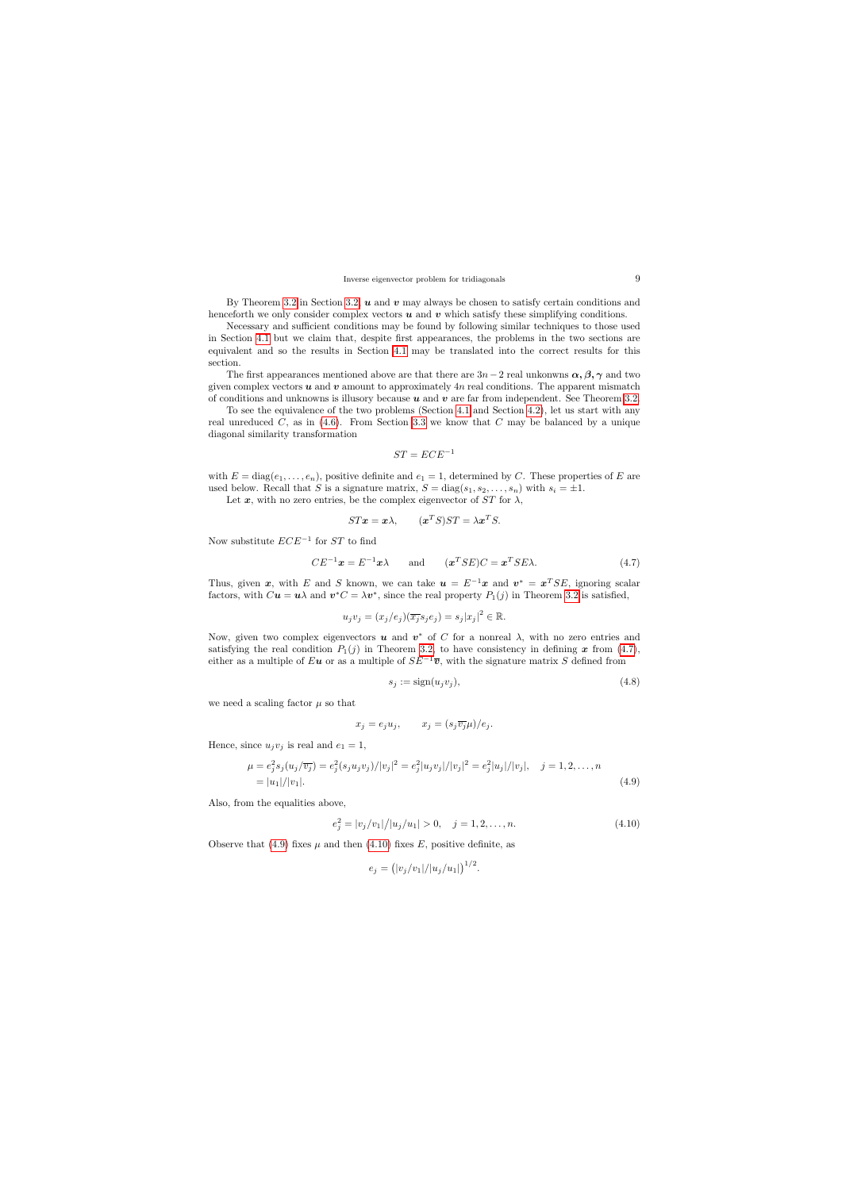By Theorem 3.2 in Section 3.2, $\boldsymbol{u}$ and $\boldsymbol{v}$ may always be chosen to satisfy certain conditions and henceforth we only consider complex vectors $\boldsymbol{u}$ and $\boldsymbol{v}$ which satisfy these simplifying conditions.

Necessary and sufficient conditions may be found by following similar techniques to those used in Section 4.1 but we claim that, despite first appearances, the problems in the two sections are equivalent and so the results in Section 4.1 may be translated into the correct results for this section.

The first appearances mentioned above are that there are $3n-2$ real unkonwns $\boldsymbol{\alpha}, \boldsymbol{\beta}, \boldsymbol{\gamma}$ and two given complex vectors $\boldsymbol{u}$ and $\boldsymbol{v}$ amount to approximately $4n$ real conditions. The apparent mismatch of conditions and unknowns is illusory because $\boldsymbol{u}$ and $\boldsymbol{v}$ are far from independent. See Theorem 3.2.

To see the equivalence of the two problems (Section 4.1 and Section 4.2), let us start with any real unreduced $C$, as in (4.6). From Section 3.3 we know that $C$ may be balanced by a unique diagonal similarity transformation

$$ST = ECE^{-1}$$

with $E = \operatorname{diag}(e_1, \ldots, e_n)$, positive definite and $e_1 = 1$, determined by $C$. These properties of $E$ are used below. Recall that $S$ is a signature matrix, $S = \operatorname{diag}(s_1, s_2, \ldots, s_n)$ with $s_i = \pm 1$.

Let $\boldsymbol{x}$, with no zero entries, be the complex eigenvector of $ST$ for $\lambda$,

$$ST\boldsymbol{x} = \boldsymbol{x}\lambda, \qquad (\boldsymbol{x}^T S)ST = \lambda \boldsymbol{x}^T S.$$

Now substitute $ECE^{-1}$ for $ST$ to find

$$CE^{-1}\boldsymbol{x} = E^{-1}\boldsymbol{x}\lambda \qquad \text{and} \qquad (\boldsymbol{x}^T SE)C = \boldsymbol{x}^T SE\lambda. \tag{4.7}$$

Thus, given $\boldsymbol{x}$, with $E$ and $S$ known, we can take $\boldsymbol{u} = E^{-1}\boldsymbol{x}$ and $\boldsymbol{v}^* = \boldsymbol{x}^T SE$, ignoring scalar factors, with $C\boldsymbol{u} = \boldsymbol{u}\lambda$ and $\boldsymbol{v}^* C = \lambda \boldsymbol{v}^*$, since the real property $P_1(j)$ in Theorem 3.2 is satisfied,

$$u_j v_j = (x_j/e_j)(\overline{x_j} s_j e_j) = s_j |x_j|^2 \in \mathbb{R}.$$

Now, given two complex eigenvectors $\boldsymbol{u}$ and $\boldsymbol{v}^*$ of $C$ for a nonreal $\lambda$, with no zero entries and satisfying the real condition $P_1(j)$ in Theorem 3.2, to have consistency in defining $\boldsymbol{x}$ from (4.7), either as a multiple of $E\boldsymbol{u}$ or as a multiple of $SE^{-1}\overline{\boldsymbol{v}}$, with the signature matrix $S$ defined from

$$s_j := \operatorname{sign}(u_j v_j), \tag{4.8}$$

we need a scaling factor $\mu$ so that

$$x_j = e_j u_j, \qquad x_j = (s_j \overline{v_j} \mu)/e_j.$$

Hence, since $u_j v_j$ is real and $e_1 = 1$,

$$\begin{aligned} \mu &= e_j^2 s_j (u_j/\overline{v_j}) = e_j^2 (s_j u_j v_j)/|v_j|^2 = e_j^2 |u_j v_j|/|v_j|^2 = e_j^2 |u_j|/|v_j|, \quad j = 1, 2, \ldots, n \\ &= |u_1|/|v_1|. \end{aligned} \tag{4.9}$$

Also, from the equalities above,

$$e_j^2 = |v_j/v_1|/|u_j/u_1| > 0, \quad j = 1, 2, \ldots, n. \tag{4.10}$$

Observe that (4.9) fixes $\mu$ and then (4.10) fixes $E$, positive definite, as

$$e_j = \left(|v_j/v_1|/|u_j/u_1|\right)^{1/2}.$$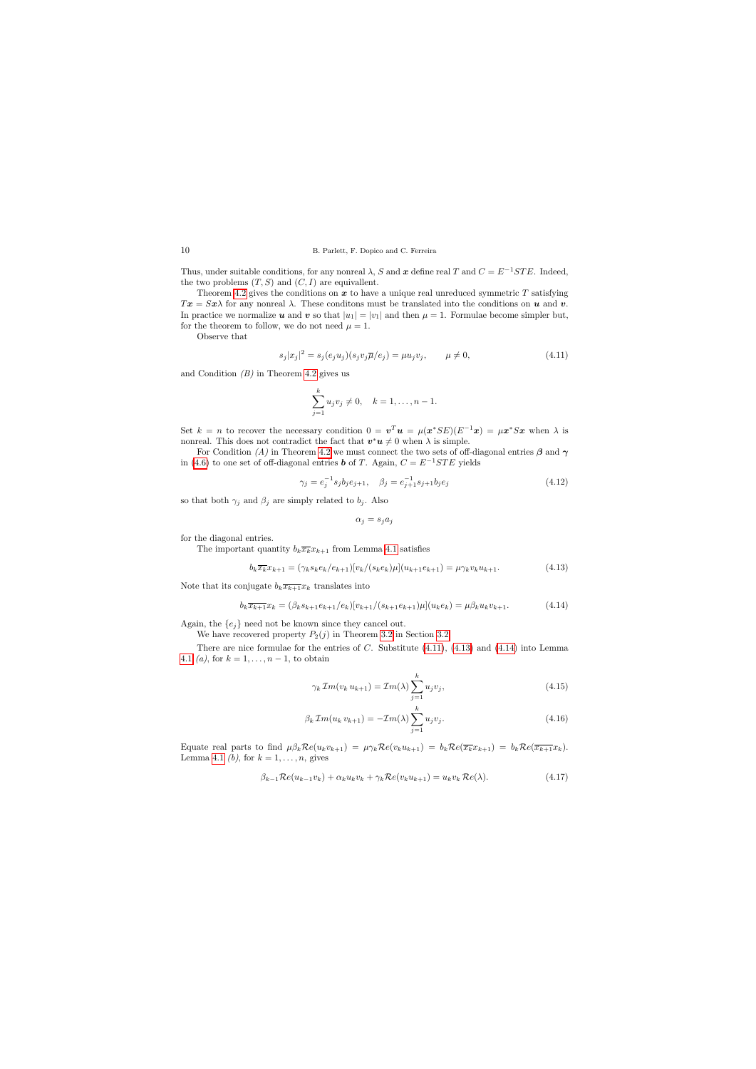Thus, under suitable conditions, for any nonreal $\lambda$, $S$ and $\boldsymbol{x}$ define real $T$ and $C = E^{-1}STE$. Indeed, the two problems $(T, S)$ and $(C, I)$ are equivalent.

Theorem 4.2 gives the conditions on $\boldsymbol{x}$ to have a unique real unreduced symmetric $T$ satisfying $T\boldsymbol{x} = S\boldsymbol{x}\lambda$ for any nonreal $\lambda$. These conditons must be translated into the conditions on $\boldsymbol{u}$ and $\boldsymbol{v}$. In practice we normalize $\boldsymbol{u}$ and $\boldsymbol{v}$ so that $|u_1| = |v_1|$ and then $\mu = 1$. Formulae become simpler but, for the theorem to follow, we do not need $\mu = 1$.

Observe that

$$s_j|x_j|^2 = s_j(e_j u_j)(s_j v_j \overline{\mu}/e_j) = \mu u_j v_j, \qquad \mu \neq 0, \tag{4.11}$$

and Condition *(B)* in Theorem 4.2 gives us

$$\sum_{j=1}^{k} u_j v_j \neq 0, \quad k = 1, \ldots, n-1.$$

Set $k = n$ to recover the necessary condition $0 = \boldsymbol{v}^T\boldsymbol{u} = \mu(\boldsymbol{x}^*SE)(E^{-1}\boldsymbol{x}) = \mu\boldsymbol{x}^*S\boldsymbol{x}$ when $\lambda$ is nonreal. This does not contradict the fact that $\boldsymbol{v}^*\boldsymbol{u} \neq 0$ when $\lambda$ is simple.

For Condition *(A)* in Theorem 4.2 we must connect the two sets of off-diagonal entries $\boldsymbol{\beta}$ and $\boldsymbol{\gamma}$ in (4.6) to one set of off-diagonal entries $\boldsymbol{b}$ of $T$. Again, $C = E^{-1}STE$ yields

$$\gamma_j = e_j^{-1} s_j b_j e_{j+1}, \quad \beta_j = e_{j+1}^{-1} s_{j+1} b_j e_j \tag{4.12}$$

so that both $\gamma_j$ and $\beta_j$ are simply related to $b_j$. Also

$$\alpha_j = s_j a_j$$

for the diagonal entries.

The important quantity $b_k \overline{x_k} x_{k+1}$ from Lemma 4.1 satisfies

$$b_k \overline{x_k} x_{k+1} = (\gamma_k s_k e_k / e_{k+1})[v_k/(s_k e_k)\mu](u_{k+1}e_{k+1}) = \mu\gamma_k v_k u_{k+1}. \tag{4.13}$$

Note that its conjugate $b_k \overline{x_{k+1}} x_k$ translates into

$$b_k \overline{x_{k+1}} x_k = (\beta_k s_{k+1} e_{k+1}/e_k)[v_{k+1}/(s_{k+1}e_{k+1})\mu](u_k e_k) = \mu\beta_k u_k v_{k+1}. \tag{4.14}$$

Again, the $\{e_j\}$ need not be known since they cancel out.

We have recovered property $P_2(j)$ in Theorem 3.2 in Section 3.2.

There are nice formulae for the entries of $C$. Substitute (4.11), (4.13) and (4.14) into Lemma 4.1 *(a)*, for $k = 1, \ldots, n-1$, to obtain

$$\gamma_k \,\mathcal{I}m(v_k\, u_{k+1}) = \mathcal{I}m(\lambda) \sum_{j=1}^{k} u_j v_j, \tag{4.15}$$

$$\beta_k \,\mathcal{I}m(u_k\, v_{k+1}) = -\mathcal{I}m(\lambda) \sum_{j=1}^{k} u_j v_j. \tag{4.16}$$

Equate real parts to find $\mu\beta_k \mathcal{R}e(u_k v_{k+1}) = \mu\gamma_k \mathcal{R}e(v_k u_{k+1}) = b_k \mathcal{R}e(\overline{x_k} x_{k+1}) = b_k \mathcal{R}e(\overline{x_{k+1}} x_k)$. Lemma 4.1 *(b)*, for $k = 1, \ldots, n$, gives

$$\beta_{k-1}\mathcal{R}e(u_{k-1}v_k) + \alpha_k u_k v_k + \gamma_k \mathcal{R}e(v_k u_{k+1}) = u_k v_k\, \mathcal{R}e(\lambda). \tag{4.17}$$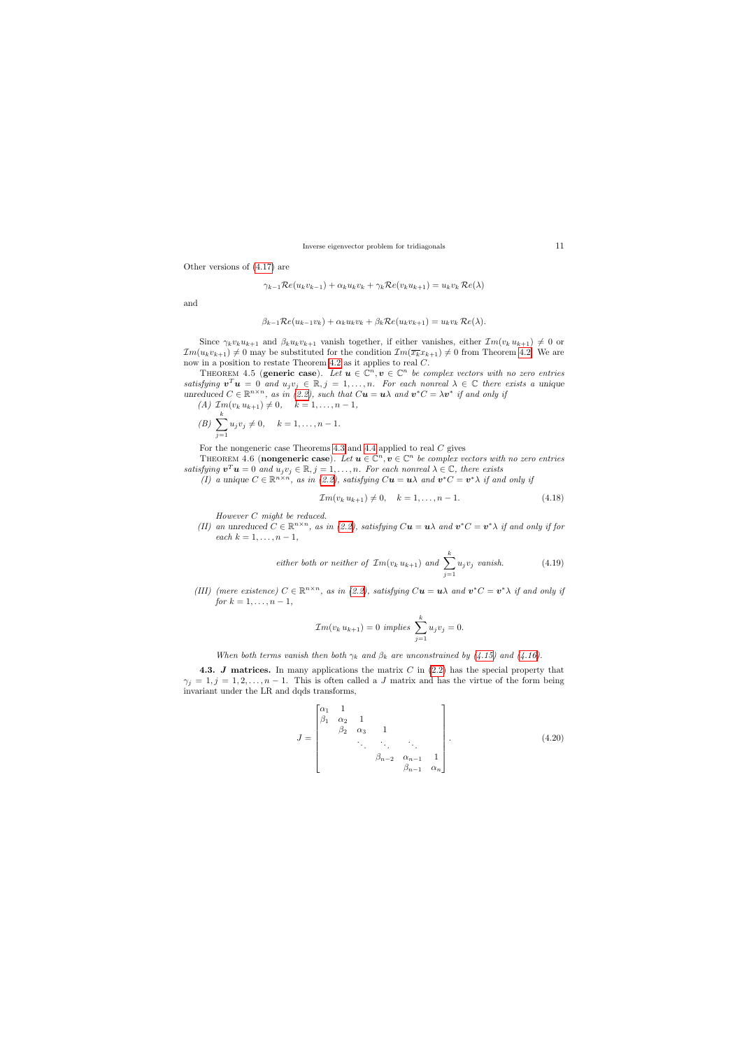Other versions of (4.17) are

$$\gamma_{k-1}\mathcal{R}e(u_k v_{k-1}) + \alpha_k u_k v_k + \gamma_k \mathcal{R}e(v_k u_{k+1}) = u_k v_k \,\mathcal{R}e(\lambda)$$

and

$$\beta_{k-1}\mathcal{R}e(u_{k-1} v_k) + \alpha_k u_k v_k + \beta_k \mathcal{R}e(u_k v_{k+1}) = u_k v_k \,\mathcal{R}e(\lambda).$$

Since $\gamma_k v_k u_{k+1}$ and $\beta_k u_k v_{k+1}$ vanish together, if either vanishes, either $\mathcal{I}m(v_k u_{k+1}) \neq 0$ or $\mathcal{I}m(u_k v_{k+1}) \neq 0$ may be substituted for the condition $\mathcal{I}m(\overline{x_k} x_{k+1}) \neq 0$ from Theorem 4.2. We are now in a position to restate Theorem 4.2 as it applies to real $C$.

THEOREM 4.5 (**generic case**). *Let $\boldsymbol{u} \in \mathbb{C}^n, \boldsymbol{v} \in \mathbb{C}^n$ be complex vectors with no zero entries satisfying $\boldsymbol{v}^T\boldsymbol{u} = 0$ and $u_j v_j \in \mathbb{R}, j = 1, \ldots, n$. For each nonreal $\lambda \in \mathbb{C}$ there exists a unique unreduced $C \in \mathbb{R}^{n\times n}$, as in (2.2), such that $C\boldsymbol{u} = \boldsymbol{u}\lambda$ and $\boldsymbol{v}^* C = \lambda \boldsymbol{v}^*$ if and only if*

*(A) $\mathcal{I}m(v_k\, u_{k+1}) \neq 0, \quad k = 1, \ldots, n-1,$*

*(B) $\displaystyle\sum_{j=1}^{k} u_j v_j \neq 0, \quad k = 1, \ldots, n-1.$*

For the nongeneric case Theorems 4.3 and 4.4 applied to real $C$ gives

THEOREM 4.6 (**nongeneric case**). *Let $\boldsymbol{u} \in \mathbb{C}^n, \boldsymbol{v} \in \mathbb{C}^n$ be complex vectors with no zero entries satisfying $\boldsymbol{v}^T\boldsymbol{u} = 0$ and $u_j v_j \in \mathbb{R}, j = 1, \ldots, n$. For each nonreal $\lambda \in \mathbb{C}$, there exists*

*(I) a unique $C \in \mathbb{R}^{n\times n}$, as in (2.2), satisfying $C\boldsymbol{u} = \boldsymbol{u}\lambda$ and $\boldsymbol{v}^* C = \boldsymbol{v}^*\lambda$ if and only if*

$$\mathcal{I}m(v_k\, u_{k+1}) \neq 0, \quad k = 1, \ldots, n-1. \tag{4.18}$$

*However $C$ might be reduced.*

*(II) an unreduced $C \in \mathbb{R}^{n\times n}$, as in (2.2), satisfying $C\boldsymbol{u} = \boldsymbol{u}\lambda$ and $\boldsymbol{v}^* C = \boldsymbol{v}^*\lambda$ if and only if for each $k = 1, \ldots, n-1$,*

$$\text{either both or neither of } \mathcal{I}m(v_k\, u_{k+1}) \text{ and } \sum_{j=1}^{k} u_j v_j \text{ vanish.} \tag{4.19}$$

*(III) (mere existence) $C \in \mathbb{R}^{n\times n}$, as in (2.2), satisfying $C\boldsymbol{u} = \boldsymbol{u}\lambda$ and $\boldsymbol{v}^* C = \boldsymbol{v}^*\lambda$ if and only if for $k = 1, \ldots, n-1$,*

$$\mathcal{I}m(v_k\, u_{k+1}) = 0 \text{ implies } \sum_{j=1}^{k} u_j v_j = 0.$$

*When both terms vanish then both $\gamma_k$ and $\beta_k$ are unconstrained by (4.15) and (4.16).*

### 4.3. *J* matrices.

In many applications the matrix $C$ in (2.2) has the special property that $\gamma_j = 1, j = 1, 2, \ldots, n-1$. This is often called a $J$ matrix and has the virtue of the form being invariant under the LR and dqds transforms,

$$J = \begin{bmatrix} \alpha_1 & 1 & & & & \\ \beta_1 & \alpha_2 & 1 & & & \\ & \beta_2 & \alpha_3 & 1 & & \\ & & \ddots & \ddots & \ddots & \\ & & & \beta_{n-2} & \alpha_{n-1} & 1 \\ & & & & \beta_{n-1} & \alpha_n \end{bmatrix}. \tag{4.20}$$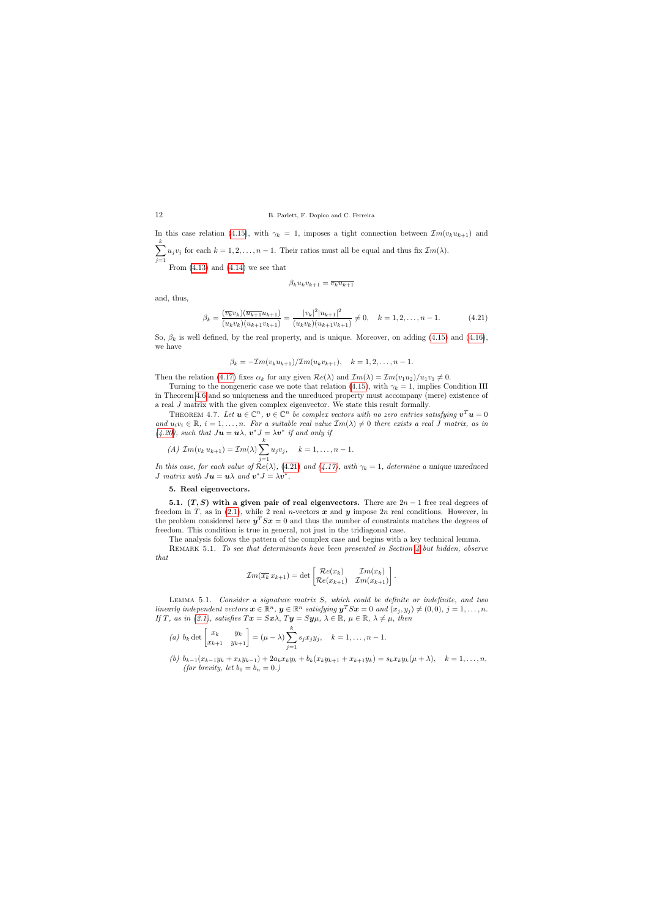In this case relation (4.15), with $\gamma_k = 1$, imposes a tight connection between $\mathcal{I}m(v_k u_{k+1})$ and $\sum_{j=1}^{k} u_j v_j$ for each $k = 1, 2, \ldots, n-1$. Their ratios must all be equal and thus fix $\mathcal{I}m(\lambda)$.

From (4.13) and (4.14) we see that

$$\beta_k u_k v_{k+1} = \overline{v_k u_{k+1}}$$

and, thus,

$$\beta_k = \frac{(\overline{v_k} v_k)(\overline{u_{k+1}} u_{k+1})}{(u_k v_k)(u_{k+1} v_{k+1})} = \frac{|v_k|^2 |u_{k+1}|^2}{(u_k v_k)(u_{k+1} v_{k+1})} \neq 0, \quad k = 1, 2, \ldots, n-1. \tag{4.21}$$

So, $\beta_k$ is well defined, by the real property, and is unique. Moreover, on adding (4.15) and (4.16), we have

$$\beta_k = -\mathcal{I}m(v_k u_{k+1})/\mathcal{I}m(u_k v_{k+1}), \quad k = 1, 2, \ldots, n-1.$$

Then the relation (4.17) fixes $\alpha_k$ for any given $\mathcal{R}e(\lambda)$ and $\mathcal{I}m(\lambda) = \mathcal{I}m(v_1 u_2)/u_1 v_1 \neq 0$.

Turning to the nongeneric case we note that relation (4.15), with $\gamma_k = 1$, implies Condition III in Theorem 4.6 and so uniqueness and the unreduced property must accompany (mere) existence of a real $J$ matrix with the given complex eigenvector. We state this result formally.

Theorem 4.7. *Let $\boldsymbol{u} \in \mathbb{C}^n$, $\boldsymbol{v} \in \mathbb{C}^n$ be complex vectors with no zero entries satisfying $\boldsymbol{v}^T \boldsymbol{u} = 0$ and $u_i v_i \in \mathbb{R}$, $i = 1, \ldots, n$. For a suitable real value $\mathcal{I}m(\lambda) \neq 0$ there exists a real $J$ matrix, as in (4.20), such that $J\boldsymbol{u} = \boldsymbol{u}\lambda$, $\boldsymbol{v}^* J = \lambda \boldsymbol{v}^*$ if and only if*

*(A) $\mathcal{I}m(v_k u_{k+1}) = \mathcal{I}m(\lambda) \sum_{j=1}^{k} u_j v_j, \quad k = 1, \ldots, n-1.$*

*In this case, for each value of $\mathcal{R}e(\lambda)$, (4.21) and (4.17), with $\gamma_k = 1$, determine a unique unreduced $J$ matrix with $J\boldsymbol{u} = \boldsymbol{u}\lambda$ and $\boldsymbol{v}^* J = \lambda \boldsymbol{v}^*$.*

## 5. Real eigenvectors.

**5.1. $(T, S)$ with a given pair of real eigenvectors.** There are $2n-1$ free real degrees of freedom in $T$, as in (2.1), while 2 real $n$-vectors $\boldsymbol{x}$ and $\boldsymbol{y}$ impose $2n$ real conditions. However, in the problem considered here $\boldsymbol{y}^T S \boldsymbol{x} = 0$ and thus the number of constraints matches the degrees of freedom. This condition is true in general, not just in the tridiagonal case.

The analysis follows the pattern of the complex case and begins with a key technical lemma.

Remark 5.1. *To see that determinants have been presented in Section 4 but hidden, observe that*

$$\mathcal{I}m(\overline{x_k}\, x_{k+1}) = \det \begin{bmatrix} \mathcal{R}e(x_k) & \mathcal{I}m(x_k) \\ \mathcal{R}e(x_{k+1}) & \mathcal{I}m(x_{k+1}) \end{bmatrix}.$$

Lemma 5.1. *Consider a signature matrix $S$, which could be definite or indefinite, and two linearly independent vectors $\boldsymbol{x} \in \mathbb{R}^n$, $\boldsymbol{y} \in \mathbb{R}^n$ satisfying $\boldsymbol{y}^T S \boldsymbol{x} = 0$ and $(x_j, y_j) \neq (0, 0)$, $j = 1, \ldots, n$. If $T$, as in (2.1), satisfies $T\boldsymbol{x} = S\boldsymbol{x}\lambda$, $T\boldsymbol{y} = S\boldsymbol{y}\mu$, $\lambda \in \mathbb{R}$, $\mu \in \mathbb{R}$, $\lambda \neq \mu$, then*

*(a) $b_k \det \begin{bmatrix} x_k & y_k \\ x_{k+1} & y_{k+1} \end{bmatrix} = (\mu - \lambda) \sum_{j=1}^{k} s_j x_j y_j, \quad k = 1, \ldots, n-1.$*

*(b) $b_{k-1}(x_{k-1} y_k + x_k y_{k-1}) + 2a_k x_k y_k + b_k(x_k y_{k+1} + x_{k+1} y_k) = s_k x_k y_k(\mu + \lambda), \quad k = 1, \ldots, n,$ (for brevity, let $b_0 = b_n = 0$.)*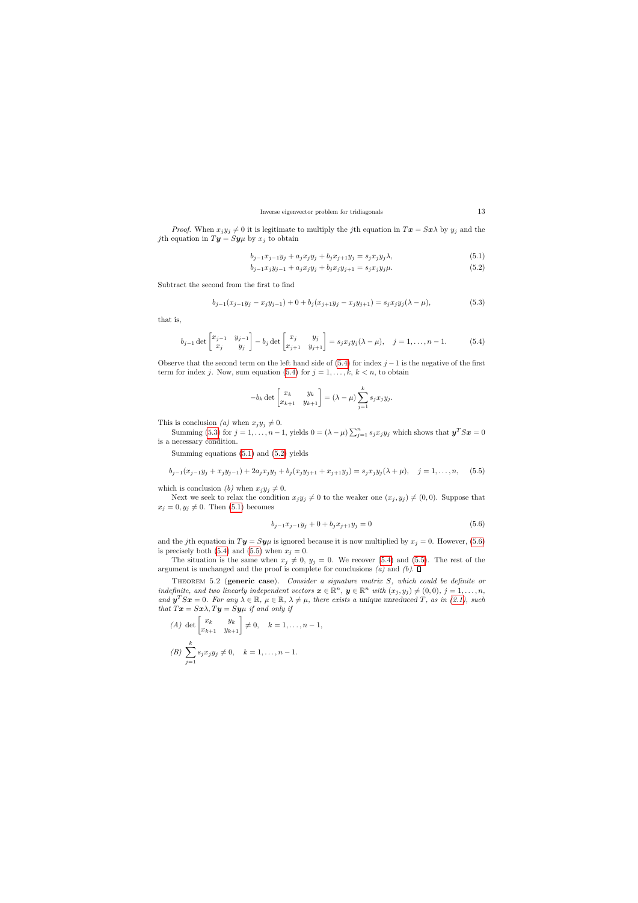*Proof.* When $x_j y_j \neq 0$ it is legitimate to multiply the $j$th equation in $T\boldsymbol{x} = S\boldsymbol{x}\lambda$ by $y_j$ and the $j$th equation in $T\boldsymbol{y} = S\boldsymbol{y}\mu$ by $x_j$ to obtain

$$b_{j-1}x_{j-1}y_j + a_j x_j y_j + b_j x_{j+1} y_j = s_j x_j y_j \lambda, \tag{5.1}$$

$$b_{j-1}x_j y_{j-1} + a_j x_j y_j + b_j x_j y_{j+1} = s_j x_j y_j \mu. \tag{5.2}$$

Subtract the second from the first to find

$$b_{j-1}(x_{j-1}y_j - x_j y_{j-1}) + 0 + b_j(x_{j+1}y_j - x_j y_{j+1}) = s_j x_j y_j (\lambda - \mu), \tag{5.3}$$

that is,

$$b_{j-1} \det \begin{bmatrix} x_{j-1} & y_{j-1} \\ x_j & y_j \end{bmatrix} - b_j \det \begin{bmatrix} x_j & y_j \\ x_{j+1} & y_{j+1} \end{bmatrix} = s_j x_j y_j (\lambda - \mu), \quad j = 1, \ldots, n-1. \tag{5.4}$$

Observe that the second term on the left hand side of (5.4) for index $j-1$ is the negative of the first term for index $j$. Now, sum equation (5.4) for $j = 1, \ldots, k$, $k < n$, to obtain

$$-b_k \det \begin{bmatrix} x_k & y_k \\ x_{k+1} & y_{k+1} \end{bmatrix} = (\lambda - \mu) \sum_{j=1}^{k} s_j x_j y_j.$$

This is conclusion *(a)* when $x_j y_j \neq 0$.

Summing (5.3) for $j = 1, \ldots, n-1$, yields $0 = (\lambda - \mu) \sum_{j=1}^{n} s_j x_j y_j$ which shows that $\boldsymbol{y}^T S \boldsymbol{x} = 0$ is a necessary condition.

Summing equations (5.1) and (5.2) yields

$$b_{j-1}(x_{j-1}y_j + x_j y_{j-1}) + 2a_j x_j y_j + b_j(x_j y_{j+1} + x_{j+1} y_j) = s_j x_j y_j (\lambda + \mu), \quad j = 1, \ldots, n, \tag{5.5}$$

which is conclusion *(b)* when $x_j y_j \neq 0$.

Next we seek to relax the condition $x_j y_j \neq 0$ to the weaker one $(x_j, y_j) \neq (0, 0)$. Suppose that $x_j = 0, y_j \neq 0$. Then (5.1) becomes

$$b_{j-1}x_{j-1}y_j + 0 + b_j x_{j+1} y_j = 0 \tag{5.6}$$

and the $j$th equation in $T\boldsymbol{y} = S\boldsymbol{y}\mu$ is ignored because it is now multiplied by $x_j = 0$. However, (5.6) is precisely both (5.4) and (5.5) when $x_j = 0$.

The situation is the same when $x_j \neq 0$, $y_j = 0$. We recover (5.4) and (5.5). The rest of the argument is unchanged and the proof is complete for conclusions *(a)* and *(b)*. $\square$

THEOREM 5.2 (**generic case**). *Consider a signature matrix $S$, which could be definite or indefinite, and two linearly independent vectors $\boldsymbol{x} \in \mathbb{R}^n$, $\boldsymbol{y} \in \mathbb{R}^n$ with $(x_j, y_j) \neq (0, 0)$, $j = 1, \ldots, n$, and $\boldsymbol{y}^T S \boldsymbol{x} = 0$. For any $\lambda \in \mathbb{R}$, $\mu \in \mathbb{R}$, $\lambda \neq \mu$, there exists a unique unreduced $T$, as in (2.1), such that $T\boldsymbol{x} = S\boldsymbol{x}\lambda, T\boldsymbol{y} = S\boldsymbol{y}\mu$ if and only if*

*(A)* $\det \begin{bmatrix} x_k & y_k \\ x_{k+1} & y_{k+1} \end{bmatrix} \neq 0, \quad k = 1, \ldots, n-1,$

*(B)* $\displaystyle\sum_{j=1}^{k} s_j x_j y_j \neq 0, \quad k = 1, \ldots, n-1.$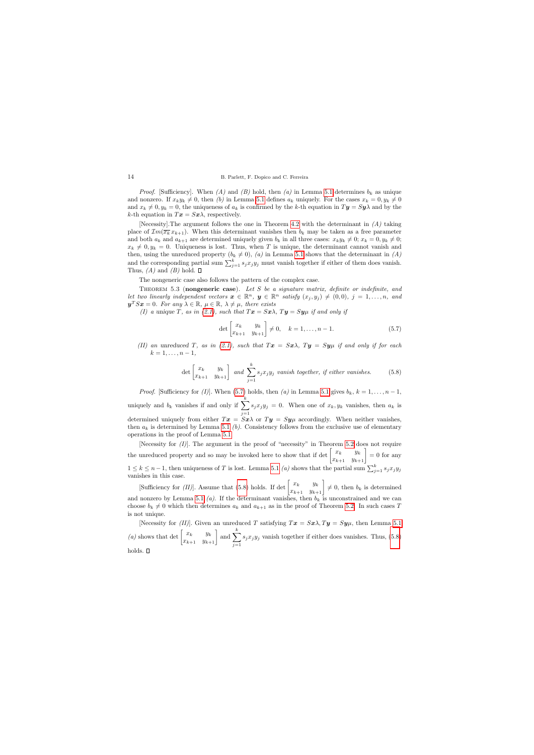*Proof.* [Sufficiency]. When *(A)* and *(B)* hold, then *(a)* in Lemma 5.1 determines $b_k$ as unique and nonzero. If $x_k y_k \neq 0$, then *(b)* in Lemma 5.1 defines $a_k$ uniquely. For the cases $x_k = 0, y_k \neq 0$ and $x_k \neq 0, y_k = 0$, the uniqueness of $a_k$ is confirmed by the $k$-th equation in $T\boldsymbol{y} = S\boldsymbol{y}\lambda$ and by the $k$-th equation in $T\boldsymbol{x} = S\boldsymbol{x}\lambda$, respectively.

[Necessity].The argument follows the one in Theorem 4.2 with the determinant in *(A)* taking place of $\mathcal{Im}(\overline{x_k}\, x_{k+1})$. When this determinant vanishes then $b_k$ may be taken as a free parameter and both $a_k$ and $a_{k+1}$ are determined uniquely given $b_k$ in all three cases: $x_k y_k \neq 0$; $x_k = 0, y_k \neq 0$; $x_k \neq 0, y_k = 0$. Uniqueness is lost. Thus, when $T$ is unique, the determinant cannot vanish and then, using the unreduced property ($b_k \neq 0$), *(a)* in Lemma 5.1 shows that the determinant in *(A)* and the corresponding partial sum $\sum_{j=1}^{k} s_j x_j y_j$ must vanish together if either of them does vanish. Thus, *(A)* and *(B)* hold. ∎

The nongeneric case also follows the pattern of the complex case.

Theorem 5.3 (**nongeneric case**). *Let $S$ be a signature matrix, definite or indefinite, and let two linearly independent vectors $\boldsymbol{x} \in \mathbb{R}^n$, $\boldsymbol{y} \in \mathbb{R}^n$ satisfy $(x_j, y_j) \neq (0,0)$, $j = 1, \ldots, n$, and $\boldsymbol{y}^T S \boldsymbol{x} = 0$. For any $\lambda \in \mathbb{R}$, $\mu \in \mathbb{R}$, $\lambda \neq \mu$, there exists*

*(I) a unique $T$, as in (2.1), such that $T\boldsymbol{x} = S\boldsymbol{x}\lambda$, $T\boldsymbol{y} = S\boldsymbol{y}\mu$ if and only if*

$$\det \begin{bmatrix} x_k & y_k \\ x_{k+1} & y_{k+1} \end{bmatrix} \neq 0, \quad k = 1, \ldots, n-1. \tag{5.7}$$

*(II) an unreduced $T$, as in (2.1), such that $T\boldsymbol{x} = S\boldsymbol{x}\lambda$, $T\boldsymbol{y} = S\boldsymbol{y}\mu$ if and only if for each $k = 1, \ldots, n-1$,*

$$\det \begin{bmatrix} x_k & y_k \\ x_{k+1} & y_{k+1} \end{bmatrix} \text{ and } \sum_{j=1}^{k} s_j x_j y_j \text{ vanish together, if either vanishes.} \tag{5.8}$$

*Proof.* [Sufficiency for *(I)*]. When (5.7) holds, then *(a)* in Lemma 5.1 gives $b_k$, $k = 1, \ldots, n-1$, uniquely and $b_k$ vanishes if and only if $\sum_{j=1}^{k} s_j x_j y_j = 0$. When one of $x_k, y_k$ vanishes, then $a_k$ is determined uniquely from either $T\boldsymbol{x} = S\boldsymbol{x}\lambda$ or $T\boldsymbol{y} = S\boldsymbol{y}\mu$ accordingly. When neither vanishes, then $a_k$ is determined by Lemma 5.1 *(b)*. Consistency follows from the exclusive use of elementary operations in the proof of Lemma 5.1.

[Necessity for *(I)*]. The argument in the proof of "necessity" in Theorem 5.2 does not require the unreduced property and so may be invoked here to show that if $\det \begin{bmatrix} x_k & y_k \\ x_{k+1} & y_{k+1} \end{bmatrix} = 0$ for any $1 \leq k \leq n-1$, then uniqueness of $T$ is lost. Lemma 5.1 *(a)* shows that the partial sum $\sum_{j=1}^{k} s_j x_j y_j$ vanishes in this case.

[Sufficiency for *(II)*]. Assume that (5.8) holds. If $\det \begin{bmatrix} x_k & y_k \\ x_{k+1} & y_{k+1} \end{bmatrix} \neq 0$, then $b_k$ is determined and nonzero by Lemma 5.1 *(a)*. If the determinant vanishes, then $b_k$ is unconstrained and we can choose $b_k \neq 0$ which then determines $a_k$ and $a_{k+1}$ as in the proof of Theorem 5.2. In such cases $T$ is not unique.

[Necessity for *(II)*]. Given an unreduced $T$ satisfying $T\boldsymbol{x} = S\boldsymbol{x}\lambda, T\boldsymbol{y} = S\boldsymbol{y}\mu$, then Lemma 5.1 *(a)* shows that $\det \begin{bmatrix} x_k & y_k \\ x_{k+1} & y_{k+1} \end{bmatrix}$ and $\sum_{j=1}^{k} s_j x_j y_j$ vanish together if either does vanishes. Thus, (5.8) holds. ∎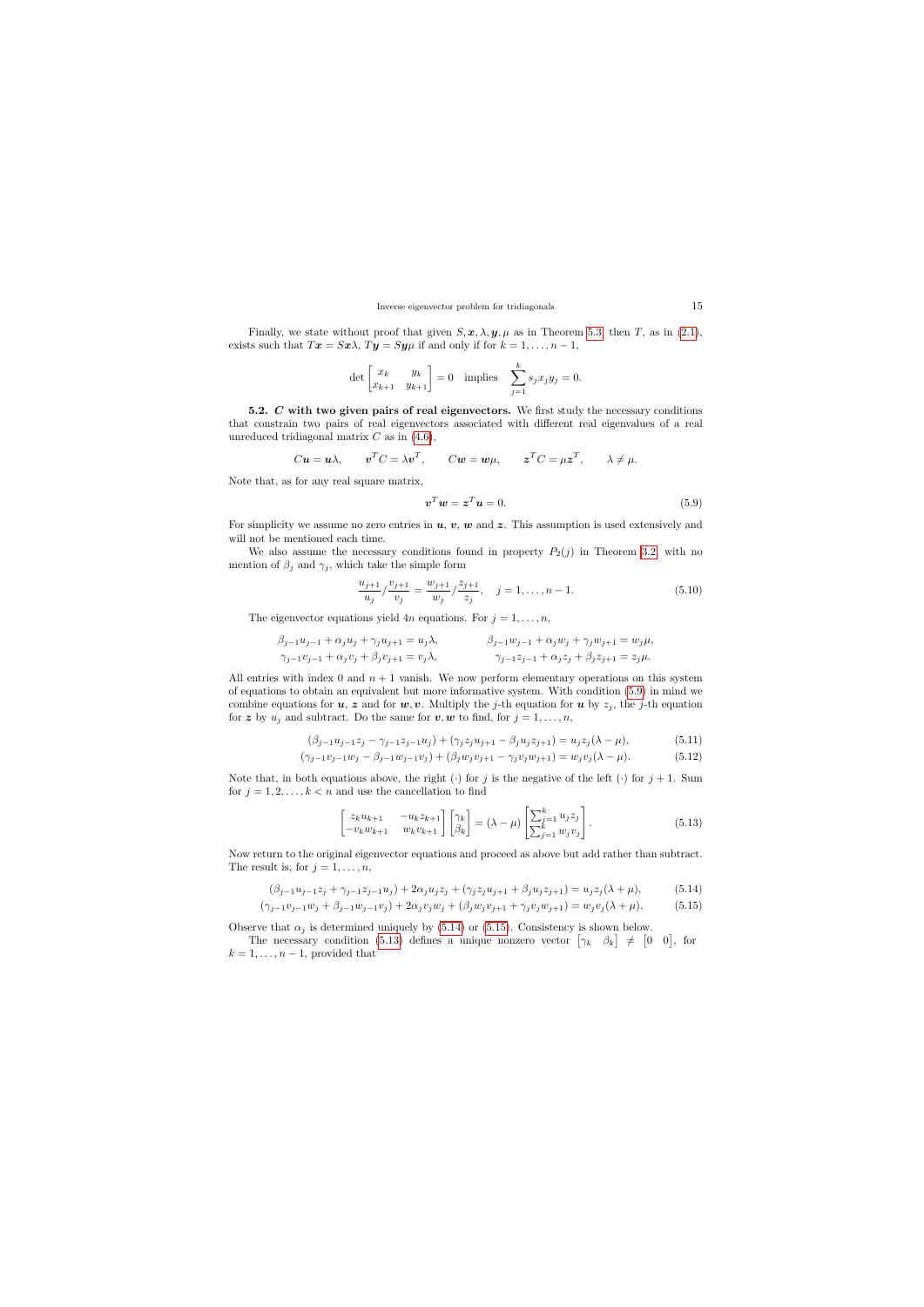Finally, we state without proof that given $S, \boldsymbol{x}, \lambda, \boldsymbol{y}, \mu$ as in Theorem 5.3, then $T$, as in (2.1), exists such that $T\boldsymbol{x} = S\boldsymbol{x}\lambda$, $T\boldsymbol{y} = S\boldsymbol{y}\mu$ if and only if for $k = 1, \ldots, n-1$,

$$\det \begin{bmatrix} x_k & y_k \\ x_{k+1} & y_{k+1} \end{bmatrix} = 0 \quad \text{implies} \quad \sum_{j=1}^{k} s_j x_j y_j = 0.$$

**5.2. $C$ with two given pairs of real eigenvectors.** We first study the necessary conditions that constrain two pairs of real eigenvectors associated with different real eigenvalues of a real unreduced tridiagonal matrix $C$ as in (4.6),

$$C\boldsymbol{u} = \boldsymbol{u}\lambda, \qquad \boldsymbol{v}^T C = \lambda \boldsymbol{v}^T, \qquad C\boldsymbol{w} = \boldsymbol{w}\mu, \qquad \boldsymbol{z}^T C = \mu \boldsymbol{z}^T, \qquad \lambda \neq \mu.$$

Note that, as for any real square matrix,

$$\boldsymbol{v}^T \boldsymbol{w} = \boldsymbol{z}^T \boldsymbol{u} = 0. \tag{5.9}$$

For simplicity we assume no zero entries in $\boldsymbol{u}$, $\boldsymbol{v}$, $\boldsymbol{w}$ and $\boldsymbol{z}$. This assumption is used extensively and will not be mentioned each time.

We also assume the necessary conditions found in property $P_2(j)$ in Theorem 3.2, with no mention of $\beta_j$ and $\gamma_j$, which take the simple form

$$\frac{u_{j+1}}{u_j} / \frac{v_{j+1}}{v_j} = \frac{w_{j+1}}{w_j} / \frac{z_{j+1}}{z_j}, \quad j = 1, \ldots, n-1. \tag{5.10}$$

The eigenvector equations yield $4n$ equations. For $j = 1, \ldots, n$,

$$\begin{aligned} \beta_{j-1} u_{j-1} + \alpha_j u_j + \gamma_j u_{j+1} &= u_j \lambda, & \qquad \beta_{j-1} w_{j-1} + \alpha_j w_j + \gamma_j w_{j+1} &= w_j \mu, \\ \gamma_{j-1} v_{j-1} + \alpha_j v_j + \beta_j v_{j+1} &= v_j \lambda, & \qquad \gamma_{j-1} z_{j-1} + \alpha_j z_j + \beta_j z_{j+1} &= z_j \mu. \end{aligned}$$

All entries with index 0 and $n+1$ vanish. We now perform elementary operations on this system of equations to obtain an equivalent but more informative system. With condition (5.9) in mind we combine equations for $\boldsymbol{u}$, $\boldsymbol{z}$ and for $\boldsymbol{w}, \boldsymbol{v}$. Multiply the $j$-th equation for $\boldsymbol{u}$ by $z_j$, the $j$-th equation for $\boldsymbol{z}$ by $u_j$ and subtract. Do the same for $\boldsymbol{v}, \boldsymbol{w}$ to find, for $j = 1, \ldots, n$,

$$(\beta_{j-1} u_{j-1} z_j - \gamma_{j-1} z_{j-1} u_j) + (\gamma_j z_j u_{j+1} - \beta_j u_j z_{j+1}) = u_j z_j (\lambda - \mu), \tag{5.11}$$

$$(\gamma_{j-1} v_{j-1} w_j - \beta_{j-1} w_{j-1} v_j) + (\beta_j w_j v_{j+1} - \gamma_j v_j w_{j+1}) = w_j v_j (\lambda - \mu). \tag{5.12}$$

Note that, in both equations above, the right $(\cdot)$ for $j$ is the negative of the left $(\cdot)$ for $j+1$. Sum for $j = 1, 2, \ldots, k < n$ and use the cancellation to find

$$\begin{bmatrix} z_k u_{k+1} & -u_k z_{k+1} \\ -v_k w_{k+1} & w_k v_{k+1} \end{bmatrix} \begin{bmatrix} \gamma_k \\ \beta_k \end{bmatrix} = (\lambda - \mu) \begin{bmatrix} \sum_{j=1}^{k} u_j z_j \\ \sum_{j=1}^{k} w_j v_j \end{bmatrix}. \tag{5.13}$$

Now return to the original eigenvector equations and proceed as above but add rather than subtract. The result is, for $j = 1, \ldots, n$,

$$(\beta_{j-1} u_{j-1} z_j + \gamma_{j-1} z_{j-1} u_j) + 2\alpha_j u_j z_j + (\gamma_j z_j u_{j+1} + \beta_j u_j z_{j+1}) = u_j z_j (\lambda + \mu), \tag{5.14}$$

$$(\gamma_{j-1} v_{j-1} w_j + \beta_{j-1} w_{j-1} v_j) + 2\alpha_j v_j w_j + (\beta_j w_j v_{j+1} + \gamma_j v_j w_{j+1}) = w_j v_j (\lambda + \mu). \tag{5.15}$$

Observe that $\alpha_j$ is determined uniquely by (5.14) or (5.15). Consistency is shown below.

The necessary condition (5.13) defines a unique nonzero vector $\begin{bmatrix} \gamma_k & \beta_k \end{bmatrix} \neq \begin{bmatrix} 0 & 0 \end{bmatrix}$, for $k = 1, \ldots, n-1$, provided that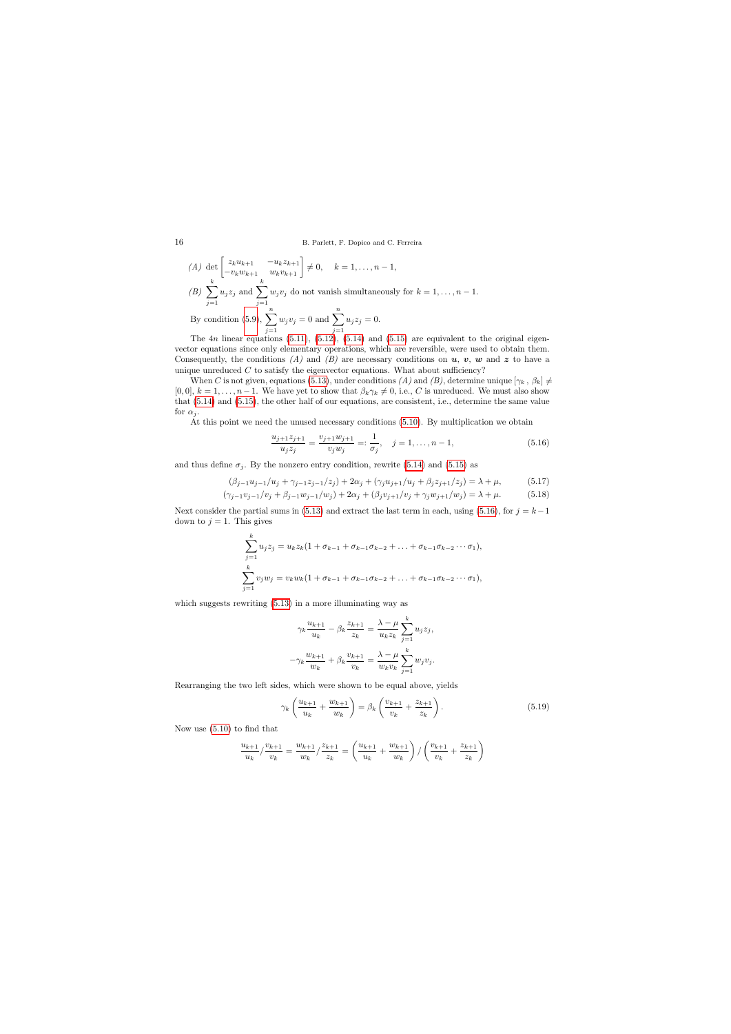*(A)* $\det \begin{bmatrix} z_k u_{k+1} & -u_k z_{k+1} \\ -v_k w_{k+1} & w_k v_{k+1} \end{bmatrix} \neq 0, \quad k = 1, \ldots, n-1,$

*(B)* $\sum_{j=1}^{k} u_j z_j$ and $\sum_{j=1}^{k} w_j v_j$ do not vanish simultaneously for $k = 1, \ldots, n-1$.

By condition (5.9), $\sum_{j=1}^{n} w_j v_j = 0$ and $\sum_{j=1}^{n} u_j z_j = 0$.

The $4n$ linear equations (5.11), (5.12), (5.14) and (5.15) are equivalent to the original eigenvector equations since only elementary operations, which are reversible, were used to obtain them. Consequently, the conditions *(A)* and *(B)* are necessary conditions on $\boldsymbol{u}$, $\boldsymbol{v}$, $\boldsymbol{w}$ and $\boldsymbol{z}$ to have a unique unreduced $C$ to satisfy the eigenvector equations. What about sufficiency?

When $C$ is not given, equations (5.13), under conditions *(A)* and *(B)*, determine unique $[\gamma_k\,,\,\beta_k] \neq [0,0]$, $k = 1, \ldots, n-1$. We have yet to show that $\beta_k \gamma_k \neq 0$, i.e., $C$ is unreduced. We must also show that (5.14) and (5.15), the other half of our equations, are consistent, i.e., determine the same value for $\alpha_j$.

At this point we need the unused necessary conditions (5.10). By multiplication we obtain

$$\frac{u_{j+1} z_{j+1}}{u_j z_j} = \frac{v_{j+1} w_{j+1}}{v_j w_j} =: \frac{1}{\sigma_j}, \quad j = 1, \ldots, n-1, \tag{5.16}$$

and thus define $\sigma_j$. By the nonzero entry condition, rewrite (5.14) and (5.15) as

$$(\beta_{j-1} u_{j-1}/u_j + \gamma_{j-1} z_{j-1}/z_j) + 2\alpha_j + (\gamma_j u_{j+1}/u_j + \beta_j z_{j+1}/z_j) = \lambda + \mu, \tag{5.17}$$

$$(\gamma_{j-1} v_{j-1}/v_j + \beta_{j-1} w_{j-1}/w_j) + 2\alpha_j + (\beta_j v_{j+1}/v_j + \gamma_j w_{j+1}/w_j) = \lambda + \mu. \tag{5.18}$$

Next consider the partial sums in (5.13) and extract the last term in each, using (5.16), for $j = k-1$ down to $j = 1$. This gives

$$\sum_{j=1}^{k} u_j z_j = u_k z_k (1 + \sigma_{k-1} + \sigma_{k-1}\sigma_{k-2} + \ldots + \sigma_{k-1}\sigma_{k-2} \cdots \sigma_1),$$

$$\sum_{j=1}^{k} v_j w_j = v_k w_k (1 + \sigma_{k-1} + \sigma_{k-1}\sigma_{k-2} + \ldots + \sigma_{k-1}\sigma_{k-2} \cdots \sigma_1),$$

which suggests rewriting (5.13) in a more illuminating way as

$$\gamma_k \frac{u_{k+1}}{u_k} - \beta_k \frac{z_{k+1}}{z_k} = \frac{\lambda - \mu}{u_k z_k} \sum_{j=1}^{k} u_j z_j,$$

$$-\gamma_k \frac{w_{k+1}}{w_k} + \beta_k \frac{v_{k+1}}{v_k} = \frac{\lambda - \mu}{w_k v_k} \sum_{j=1}^{k} w_j v_j.$$

Rearranging the two left sides, which were shown to be equal above, yields

$$\gamma_k \left( \frac{u_{k+1}}{u_k} + \frac{w_{k+1}}{w_k} \right) = \beta_k \left( \frac{v_{k+1}}{v_k} + \frac{z_{k+1}}{z_k} \right). \tag{5.19}$$

Now use (5.10) to find that

$$\frac{u_{k+1}}{u_k} / \frac{v_{k+1}}{v_k} = \frac{w_{k+1}}{w_k} / \frac{z_{k+1}}{z_k} = \left( \frac{u_{k+1}}{u_k} + \frac{w_{k+1}}{w_k} \right) / \left( \frac{v_{k+1}}{v_k} + \frac{z_{k+1}}{z_k} \right)$$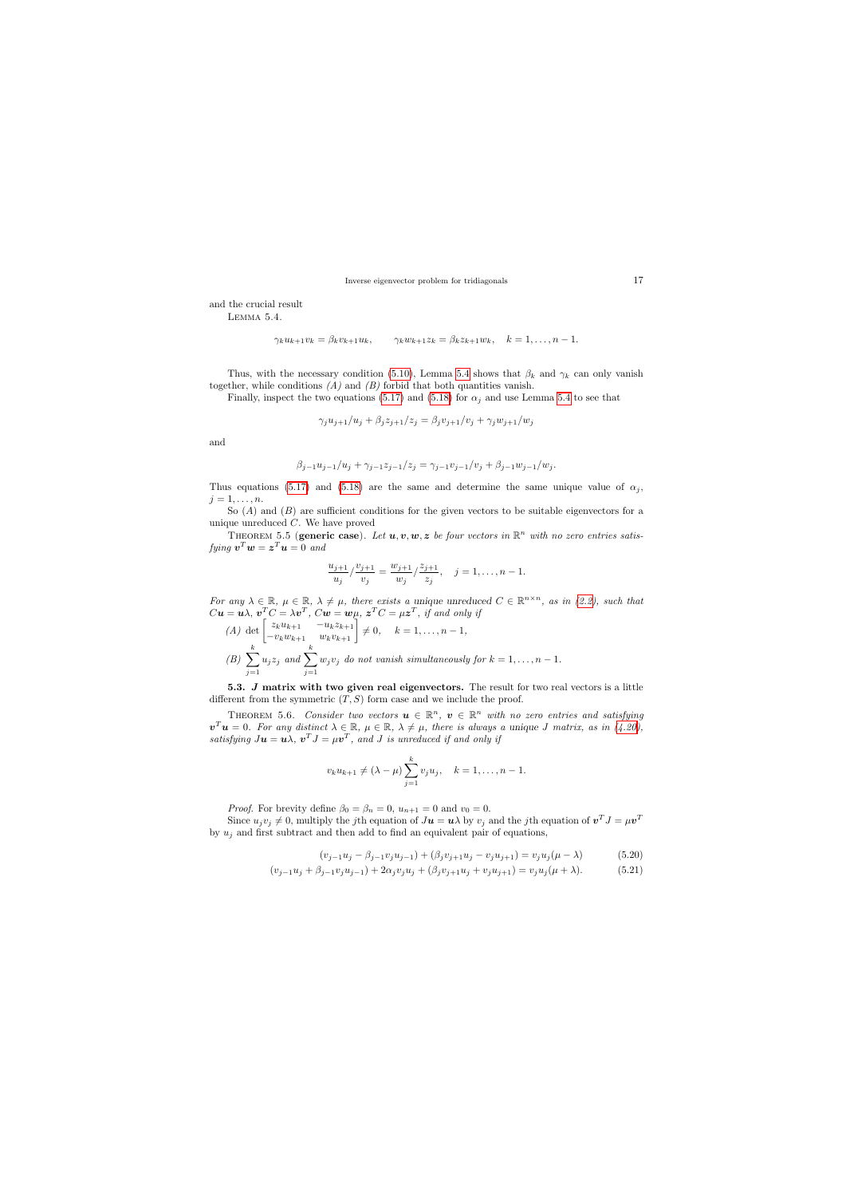and the crucial result

Lemma 5.4.

$$\gamma_k u_{k+1} v_k = \beta_k v_{k+1} u_k, \qquad \gamma_k w_{k+1} z_k = \beta_k z_{k+1} w_k, \quad k = 1, \ldots, n-1.$$

Thus, with the necessary condition (5.10), Lemma 5.4 shows that $\beta_k$ and $\gamma_k$ can only vanish together, while conditions *(A)* and *(B)* forbid that both quantities vanish.

Finally, inspect the two equations (5.17) and (5.18) for $\alpha_j$ and use Lemma 5.4 to see that

$$\gamma_j u_{j+1}/u_j + \beta_j z_{j+1}/z_j = \beta_j v_{j+1}/v_j + \gamma_j w_{j+1}/w_j$$

and

$$\beta_{j-1} u_{j-1}/u_j + \gamma_{j-1} z_{j-1}/z_j = \gamma_{j-1} v_{j-1}/v_j + \beta_{j-1} w_{j-1}/w_j.$$

Thus equations (5.17) and (5.18) are the same and determine the same unique value of $\alpha_j$, $j = 1, \ldots, n$.

So $(A)$ and $(B)$ are sufficient conditions for the given vectors to be suitable eigenvectors for a unique unreduced $C$. We have proved

Theorem 5.5 (**generic case**). *Let $\boldsymbol{u}, \boldsymbol{v}, \boldsymbol{w}, \boldsymbol{z}$ be four vectors in $\mathbb{R}^n$ with no zero entries satisfying $\boldsymbol{v}^T\boldsymbol{w} = \boldsymbol{z}^T\boldsymbol{u} = 0$ and*

$$\frac{u_{j+1}}{u_j} / \frac{v_{j+1}}{v_j} = \frac{w_{j+1}}{w_j} / \frac{z_{j+1}}{z_j}, \quad j = 1, \ldots, n-1.$$

*For any $\lambda \in \mathbb{R}$, $\mu \in \mathbb{R}$, $\lambda \neq \mu$, there exists a unique unreduced $C \in \mathbb{R}^{n\times n}$, as in (2.2), such that $C\boldsymbol{u} = \boldsymbol{u}\lambda$, $\boldsymbol{v}^T C = \lambda \boldsymbol{v}^T$, $C\boldsymbol{w} = \boldsymbol{w}\mu$, $\boldsymbol{z}^T C = \mu \boldsymbol{z}^T$, if and only if*

*(A)* $\det \begin{bmatrix} z_k u_{k+1} & -u_k z_{k+1} \\ -v_k w_{k+1} & w_k v_{k+1} \end{bmatrix} \neq 0, \quad k = 1, \ldots, n-1,$

*(B)* $\sum_{j=1}^{k} u_j z_j$ *and* $\sum_{j=1}^{k} w_j v_j$ *do not vanish simultaneously for* $k = 1, \ldots, n-1$.

### 5.3. *J* matrix with two given real eigenvectors.

The result for two real vectors is a little different from the symmetric $(T, S)$ form case and we include the proof.

Theorem 5.6. *Consider two vectors $\boldsymbol{u} \in \mathbb{R}^n$, $\boldsymbol{v} \in \mathbb{R}^n$ with no zero entries and satisfying $\boldsymbol{v}^T\boldsymbol{u} = 0$. For any distinct $\lambda \in \mathbb{R}$, $\mu \in \mathbb{R}$, $\lambda \neq \mu$, there is always a unique $J$ matrix, as in (4.20), satisfying $J\boldsymbol{u} = \boldsymbol{u}\lambda$, $\boldsymbol{v}^T J = \mu \boldsymbol{v}^T$, and $J$ is unreduced if and only if*

$$v_k u_{k+1} \neq (\lambda - \mu) \sum_{j=1}^{k} v_j u_j, \quad k = 1, \ldots, n-1.$$

*Proof.* For brevity define $\beta_0 = \beta_n = 0$, $u_{n+1} = 0$ and $v_0 = 0$.

Since $u_j v_j \neq 0$, multiply the $j$th equation of $J\boldsymbol{u} = \boldsymbol{u}\lambda$ by $v_j$ and the $j$th equation of $\boldsymbol{v}^T J = \mu \boldsymbol{v}^T$ by $u_j$ and first subtract and then add to find an equivalent pair of equations,

$$(v_{j-1}u_j - \beta_{j-1} v_j u_{j-1}) + (\beta_j v_{j+1} u_j - v_j u_{j+1}) = v_j u_j (\mu - \lambda) \tag{5.20}$$

$$(v_{j-1}u_j + \beta_{j-1} v_j u_{j-1}) + 2\alpha_j v_j u_j + (\beta_j v_{j+1} u_j + v_j u_{j+1}) = v_j u_j (\mu + \lambda). \tag{5.21}$$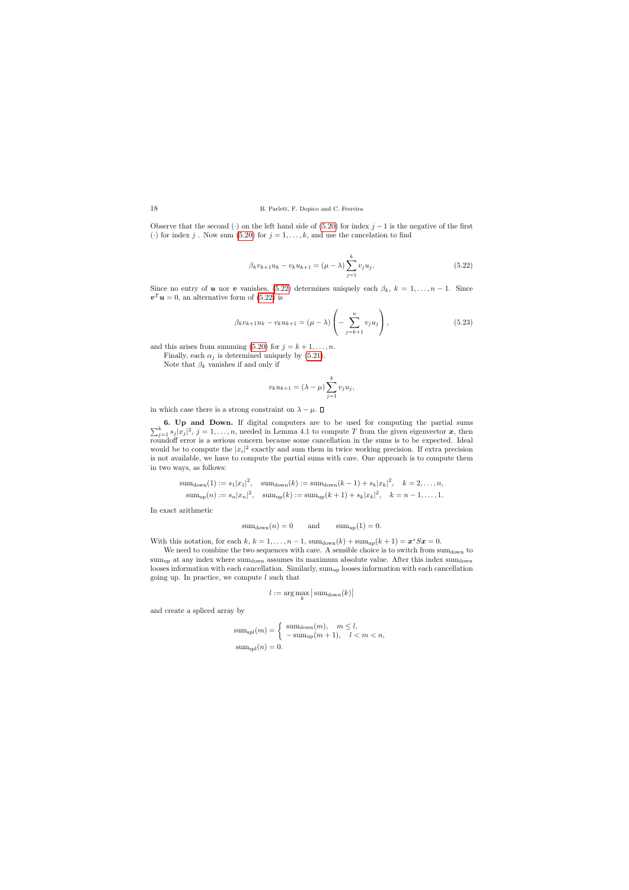Observe that the second $(\cdot)$ on the left hand side of (5.20) for index $j-1$ is the negative of the first $(\cdot)$ for index $j$. Now sum (5.20) for $j = 1, \ldots, k$, and use the cancelation to find

$$\beta_k v_{k+1} u_k - v_k u_{k+1} = (\mu - \lambda) \sum_{j=1}^{k} v_j u_j. \tag{5.22}$$

Since no entry of $\boldsymbol{u}$ nor $\boldsymbol{v}$ vanishes, (5.22) determines uniquely each $\beta_k$, $k = 1, \ldots, n-1$. Since $\boldsymbol{v}^T \boldsymbol{u} = 0$, an alternative form of (5.22) is

$$\beta_k v_{k+1} u_k - v_k u_{k+1} = (\mu - \lambda) \left( - \sum_{j=k+1}^{n} v_j u_j \right), \tag{5.23}$$

and this arises from summing (5.20) for $j = k+1, \ldots, n$.

Finally, each $\alpha_j$ is determined uniquely by (5.21).

Note that $\beta_k$ vanishes if and only if

$$v_k u_{k+1} = (\lambda - \mu) \sum_{j=1}^{k} v_j u_j,$$

in which case there is a strong constraint on $\lambda - \mu$. □

**6. Up and Down.** If digital computers are to be used for computing the partial sums $\sum_{j=1}^{k} s_j |x_j|^2$, $j = 1, \ldots, n$, needed in Lemma 4.1 to compute $T$ from the given eigenvector $\boldsymbol{x}$, then roundoff error is a serious concern because some cancellation in the sums is to be expected. Ideal would be to compute the $|x_i|^2$ exactly and sum them in twice working precision. If extra precision is not available, we have to compute the partial sums with care. One approach is to compute them in two ways, as follows:

$$\mathrm{sum_{down}}(1) := s_1 |x_1|^2, \quad \mathrm{sum_{down}}(k) := \mathrm{sum_{down}}(k-1) + s_k |x_k|^2, \quad k = 2, \ldots, n,$$
$$\mathrm{sum_{up}}(n) := s_n |x_n|^2, \quad \mathrm{sum_{up}}(k) := \mathrm{sum_{up}}(k+1) + s_k |x_k|^2, \quad k = n-1, \ldots, 1.$$

In exact arithmetic

$$\mathrm{sum_{down}}(n) = 0 \qquad \text{and} \qquad \mathrm{sum_{up}}(1) = 0.$$

With this notation, for each $k$, $k = 1, \ldots, n-1$, $\mathrm{sum_{down}}(k) + \mathrm{sum_{up}}(k+1) = \boldsymbol{x}^* S \boldsymbol{x} = 0$.

We need to combine the two sequences with care. A sensible choice is to switch from $\mathrm{sum_{down}}$ to $\mathrm{sum_{up}}$ at any index where $\mathrm{sum_{down}}$ assumes its maximum absolute value. After this index $\mathrm{sum_{down}}$ looses information with each cancellation. Similarly, $\mathrm{sum_{up}}$ looses information with each cancellation going up. In practice, we compute $l$ such that

$$l := \arg\max_k \left| \mathrm{sum_{down}}(k) \right|$$

and create a spliced array by

$$\mathrm{sum_{spl}}(m) = \begin{cases} \mathrm{sum_{down}}(m), & m \leq l, \\ -\mathrm{sum_{up}}(m+1), & l < m < n, \end{cases}$$
$$\mathrm{sum_{spl}}(n) = 0.$$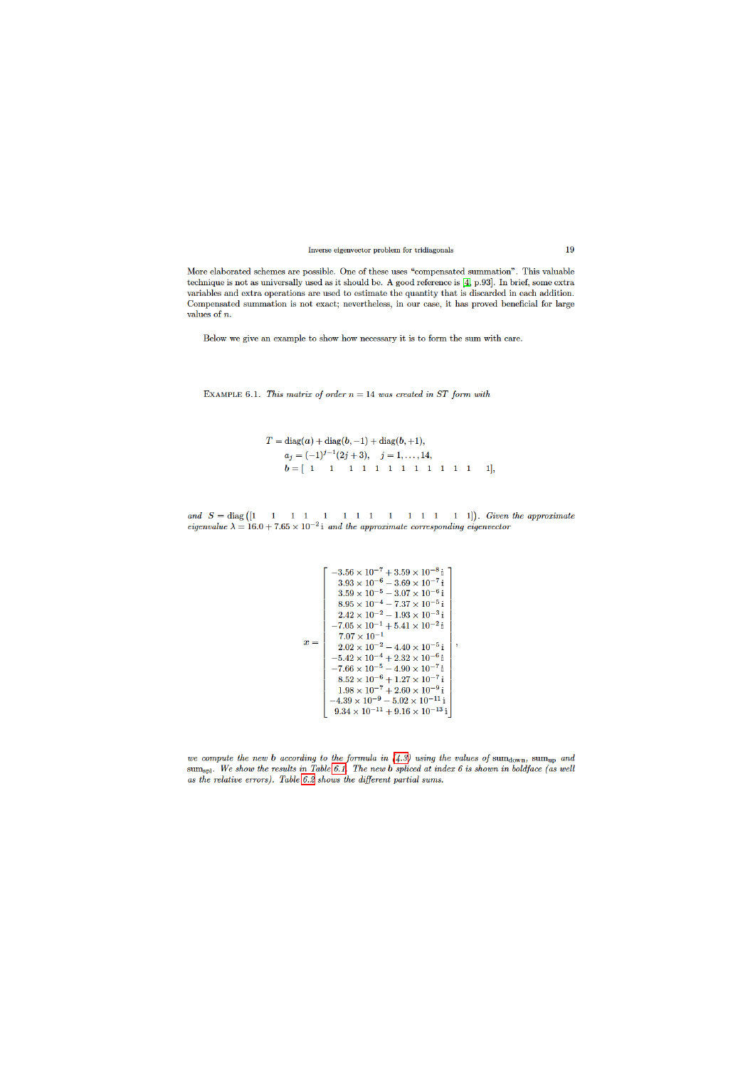More elaborated schemes are possible. One of these uses "compensated summation". This valuable technique is not as universally used as it should be. A good reference is [4, p.93]. In brief, some extra variables and extra operations are used to estimate the quantity that is discarded in each addition. Compensated summation is not exact; nevertheless, in our case, it has proved beneficial for large values of $n$.

Below we give an example to show how necessary it is to form the sum with care.

Example 6.1. *This matrix of order $n = 14$ was created in ST form with*

$$
\begin{aligned}
T &= \operatorname{diag}(a) + \operatorname{diag}(b, -1) + \operatorname{diag}(b, +1),\\
a_j &= (-1)^{j-1}(2j+3), \quad j = 1, \ldots, 14,\\
b &= [\,1 \quad 1 \quad 1 \quad 1 \quad 1 \quad 1 \quad 1 \quad 1 \quad 1 \quad 1 \quad 1 \quad 1 \quad 1\,],
\end{aligned}
$$

*and $S = \operatorname{diag}\left([1 \quad 1 \quad 1 \quad 1 \quad 1 \quad 1 \quad 1 \quad 1 \quad 1 \quad 1 \quad 1 \quad 1 \quad 1 \quad 1]\right)$. Given the approximate eigenvalue $\lambda = 16.0 + 7.65 \times 10^{-2}\,\mathrm{i}$ and the approximate corresponding eigenvector*

$$
x = \begin{bmatrix}
-3.56 \times 10^{-7} + 3.59 \times 10^{-8}\,\mathrm{i}\\
3.93 \times 10^{-6} - 3.69 \times 10^{-7}\,\mathrm{i}\\
3.59 \times 10^{-5} - 3.07 \times 10^{-6}\,\mathrm{i}\\
8.95 \times 10^{-4} - 7.37 \times 10^{-5}\,\mathrm{i}\\
2.42 \times 10^{-2} - 1.93 \times 10^{-3}\,\mathrm{i}\\
-7.05 \times 10^{-1} + 5.41 \times 10^{-2}\,\mathrm{i}\\
7.07 \times 10^{-1}\\
2.02 \times 10^{-2} - 4.40 \times 10^{-5}\,\mathrm{i}\\
-5.42 \times 10^{-4} + 2.32 \times 10^{-6}\,\mathrm{i}\\
-7.66 \times 10^{-5} - 4.90 \times 10^{-7}\,\mathrm{i}\\
8.52 \times 10^{-6} + 1.27 \times 10^{-7}\,\mathrm{i}\\
1.98 \times 10^{-7} + 2.60 \times 10^{-9}\,\mathrm{i}\\
-4.39 \times 10^{-9} - 5.02 \times 10^{-11}\,\mathrm{i}\\
9.34 \times 10^{-11} + 9.16 \times 10^{-13}\,\mathrm{i}
\end{bmatrix},
$$

*we compute the new $b$ according to the formula in (4.3) using the values of $\mathrm{sum}_{\mathrm{down}}$, $\mathrm{sum}_{\mathrm{up}}$ and $\mathrm{sum}_{\mathrm{spl}}$. We show the results in Table 6.1. The new $b$ spliced at index 6 is shown in boldface (as well as the relative errors). Table 6.2 shows the different partial sums.*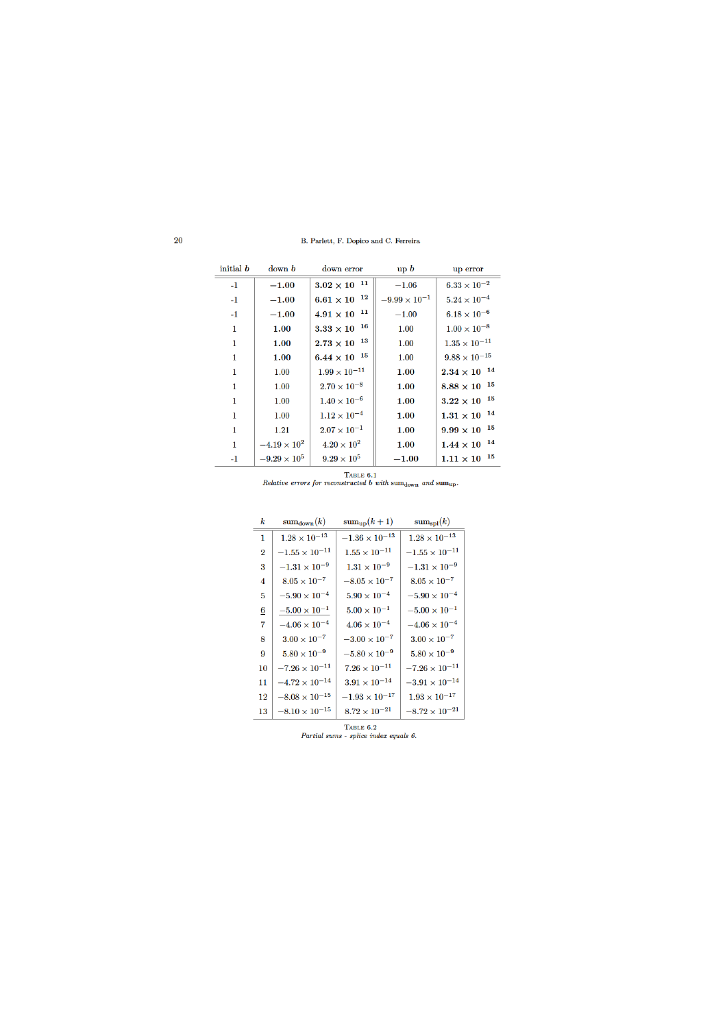| initial $b$ | down $b$ | down error | up $b$ | up error |
|---|---|---|---|---|
| **-1** | $\mathbf{-1.00}$ | $\mathbf{3.02 \times 10^{11}}$ | $-1.06$ | $6.33 \times 10^{-2}$ |
| **-1** | $\mathbf{-1.00}$ | $\mathbf{6.61 \times 10^{12}}$ | $-9.99 \times 10^{-1}$ | $5.24 \times 10^{-4}$ |
| **-1** | $\mathbf{-1.00}$ | $\mathbf{4.91 \times 10^{11}}$ | $-1.00$ | $6.18 \times 10^{-6}$ |
| **1** | $\mathbf{1.00}$ | $\mathbf{3.33 \times 10^{16}}$ | $1.00$ | $1.00 \times 10^{-8}$ |
| **1** | $\mathbf{1.00}$ | $\mathbf{2.73 \times 10^{13}}$ | $1.00$ | $1.35 \times 10^{-11}$ |
| **1** | $\mathbf{1.00}$ | $\mathbf{6.44 \times 10^{15}}$ | $1.00$ | $9.88 \times 10^{-15}$ |
| 1 | $1.00$ | $1.99 \times 10^{-11}$ | $\mathbf{1.00}$ | $\mathbf{2.34 \times 10^{14}}$ |
| 1 | $1.00$ | $2.70 \times 10^{-8}$ | $\mathbf{1.00}$ | $\mathbf{8.88 \times 10^{15}}$ |
| 1 | $1.00$ | $1.40 \times 10^{-6}$ | $\mathbf{1.00}$ | $\mathbf{3.22 \times 10^{15}}$ |
| 1 | $1.00$ | $1.12 \times 10^{-4}$ | $\mathbf{1.00}$ | $\mathbf{1.31 \times 10^{14}}$ |
| 1 | $1.21$ | $2.07 \times 10^{-1}$ | $\mathbf{1.00}$ | $\mathbf{9.99 \times 10^{15}}$ |
| 1 | $-4.19 \times 10^{2}$ | $4.20 \times 10^{2}$ | $\mathbf{1.00}$ | $\mathbf{1.44 \times 10^{14}}$ |
| -1 | $-9.29 \times 10^{5}$ | $9.29 \times 10^{5}$ | $\mathbf{-1.00}$ | $\mathbf{1.11 \times 10^{15}}$ |

TABLE 6.1
*Relative errors for reconstructed $b$ with $\mathrm{sum}_{\mathrm{down}}$ and $\mathrm{sum}_{\mathrm{up}}$.*

| $k$ | $\mathrm{sum}_{\mathrm{down}}(k)$ | $\mathrm{sum}_{\mathrm{up}}(k+1)$ | $\mathrm{sum}_{\mathrm{spl}}(k)$ |
|---|---|---|---|
| 1 | $1.28 \times 10^{-13}$ | $-1.36 \times 10^{-13}$ | $1.28 \times 10^{-13}$ |
| 2 | $-1.55 \times 10^{-11}$ | $1.55 \times 10^{-11}$ | $-1.55 \times 10^{-11}$ |
| 3 | $-1.31 \times 10^{-9}$ | $1.31 \times 10^{-9}$ | $-1.31 \times 10^{-9}$ |
| 4 | $8.05 \times 10^{-7}$ | $-8.05 \times 10^{-7}$ | $8.05 \times 10^{-7}$ |
| 5 | $-5.90 \times 10^{-4}$ | $5.90 \times 10^{-4}$ | $-5.90 \times 10^{-4}$ |
| $\underline{6}$ | $\underline{-5.00 \times 10^{-1}}$ | $5.00 \times 10^{-1}$ | $-5.00 \times 10^{-1}$ |
| 7 | $-4.06 \times 10^{-4}$ | $4.06 \times 10^{-4}$ | $-4.06 \times 10^{-4}$ |
| 8 | $3.00 \times 10^{-7}$ | $-3.00 \times 10^{-7}$ | $3.00 \times 10^{-7}$ |
| 9 | $5.80 \times 10^{-9}$ | $-5.80 \times 10^{-9}$ | $5.80 \times 10^{-9}$ |
| 10 | $-7.26 \times 10^{-11}$ | $7.26 \times 10^{-11}$ | $-7.26 \times 10^{-11}$ |
| 11 | $-4.72 \times 10^{-14}$ | $3.91 \times 10^{-14}$ | $-3.91 \times 10^{-14}$ |
| 12 | $-8.08 \times 10^{-15}$ | $-1.93 \times 10^{-17}$ | $1.93 \times 10^{-17}$ |
| 13 | $-8.10 \times 10^{-15}$ | $8.72 \times 10^{-21}$ | $-8.72 \times 10^{-21}$ |

TABLE 6.2
*Partial sums - splice index equals 6.*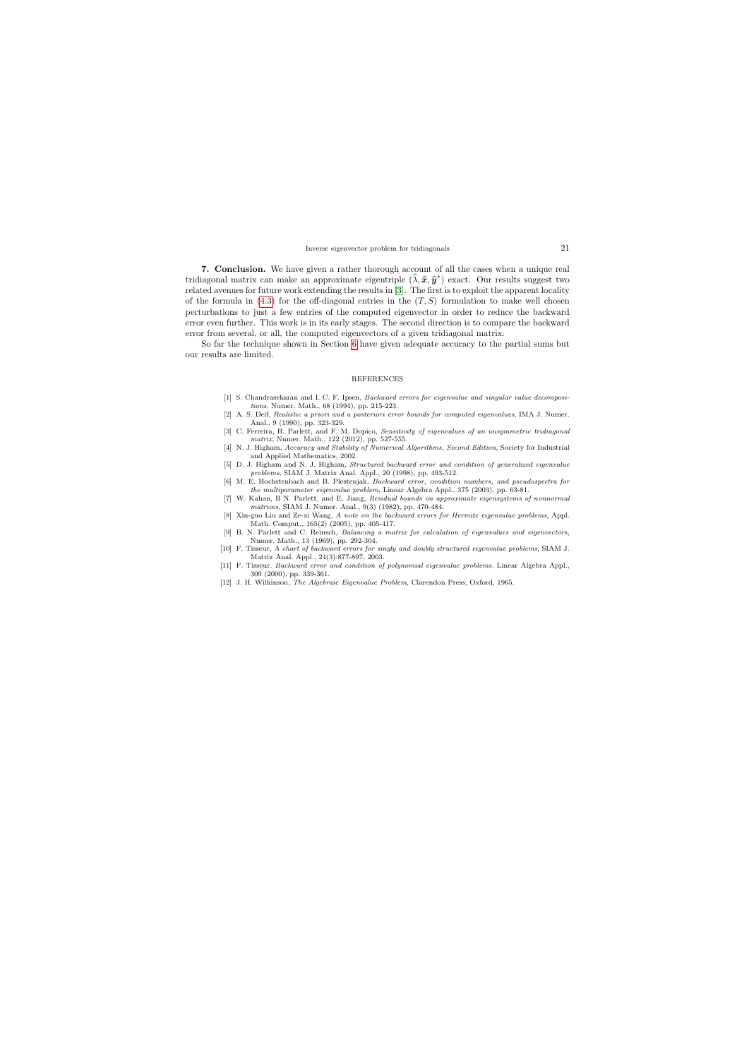**7. Conclusion.** We have given a rather thorough account of all the cases when a unique real tridiagonal matrix can make an approximate eigentriple $(\widehat{\lambda}, \widehat{\boldsymbol{x}}, \widehat{\boldsymbol{y}}^*)$ exact. Our results suggest two related avenues for future work extending the results in [3]. The first is to exploit the apparent locality of the formula in (4.3) for the off-diagonal entries in the $(T, S)$ formulation to make well chosen perturbations to just a few entries of the computed eigenvector in order to reduce the backward error even further. This work is in its early stages. The second direction is to compare the backward error from several, or all, the computed eigenvectors of a given tridiagonal matrix.

So far the technique shown in Section 6 have given adequate accuracy to the partial sums but our results are limited.

## REFERENCES

[1] S. Chandrasekaran and I. C. F. Ipsen, *Backward errors for eigenvalue and singular value decompositions*, Numer. Math., 68 (1994), pp. 215-223.

[2] A. S. Deif, *Realistic a priori and a posteriori error bounds for computed eigenvalues*, IMA J. Numer. Anal., 9 (1990), pp. 323-329.

[3] C. Ferreira, B. Parlett, and F. M. Dopico, *Sensitivity of eigenvalues of an unsymmetric tridiagonal matrix*, Numer. Math., 122 (2012), pp. 527-555.

[4] N. J. Higham, *Accuracy and Stability of Numerical Algorithms, Second Edition*, Society for Industrial and Applied Mathematics, 2002.

[5] D. J. Higham and N. J. Higham, *Structured backward error and condition of generalized eigenvalue problems*, SIAM J. Matrix Anal. Appl., 20 (1998), pp. 493-512.

[6] M. E. Hochstenbach and B. Plestenjak, *Backward error, condition numbers, and pseudospectra for the multiparameter eigenvalue problem*, Linear Algebra Appl., 375 (2003), pp. 63-81.

[7] W. Kahan, B N. Parlett, and E. Jiang, *Residual bounds on approximate eigensystems of nonnormal matrices*, SIAM J. Numer. Anal., 9(3) (1982), pp. 470-484.

[8] Xin-guo Liu and Ze-xi Wang, *A note on the backward errors for Hermite eigenvalue problems*, Appl. Math. Comput., 165(2) (2005), pp. 405-417.

[9] B. N. Parlett and C. Reinsch, *Balancing a matrix for calculation of eigenvalues and eigenvectors*, Numer. Math., 13 (1969), pp. 292-304.

[10] F. Tisseur, *A chart of backward errors for singly and doubly structured eigenvalue problems*, SIAM J. Matrix Anal. Appl., 24(3):877-897, 2003.

[11] F. Tisseur. *Backward error and condition of polynomial eigenvalue problems*. Linear Algebra Appl., 309 (2000), pp. 339-361.

[12] J. H. Wilkinson, *The Algebraic Eigenvalue Problem*, Clarendon Press, Oxford, 1965.